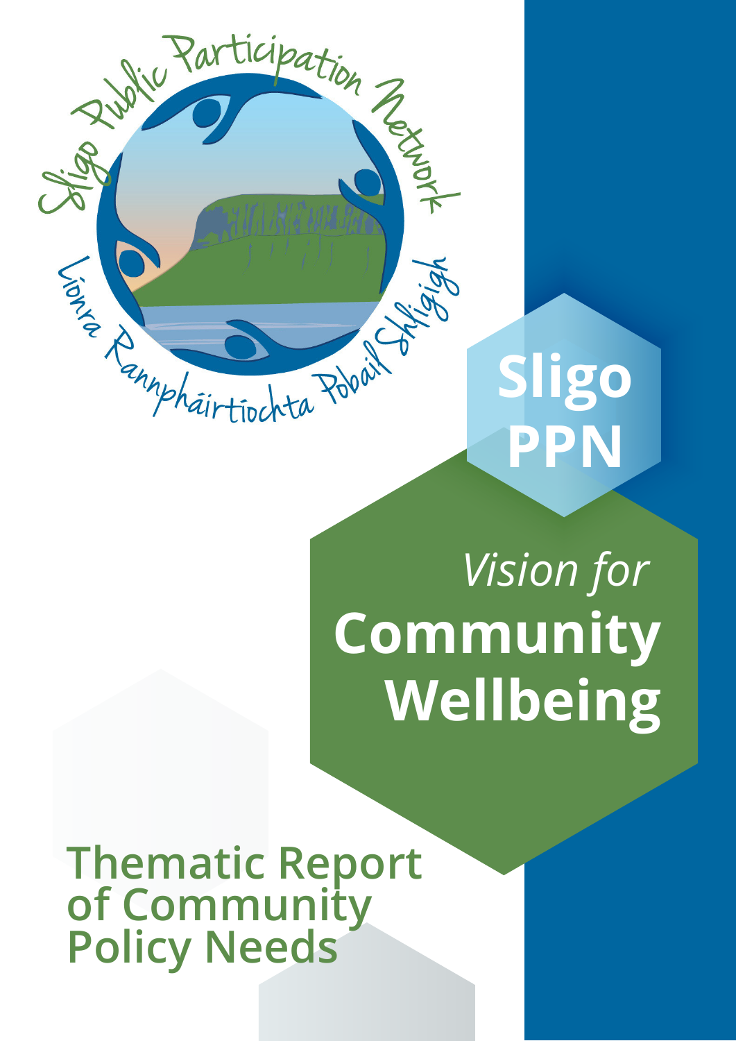Sligo Public Participation Network

Líonra Rannpháirtíochta Pobail Shligigh

**Sligo PPN**

# *Vision for* **Community Wellbeing**

## Thematic Report of Community Policy Needs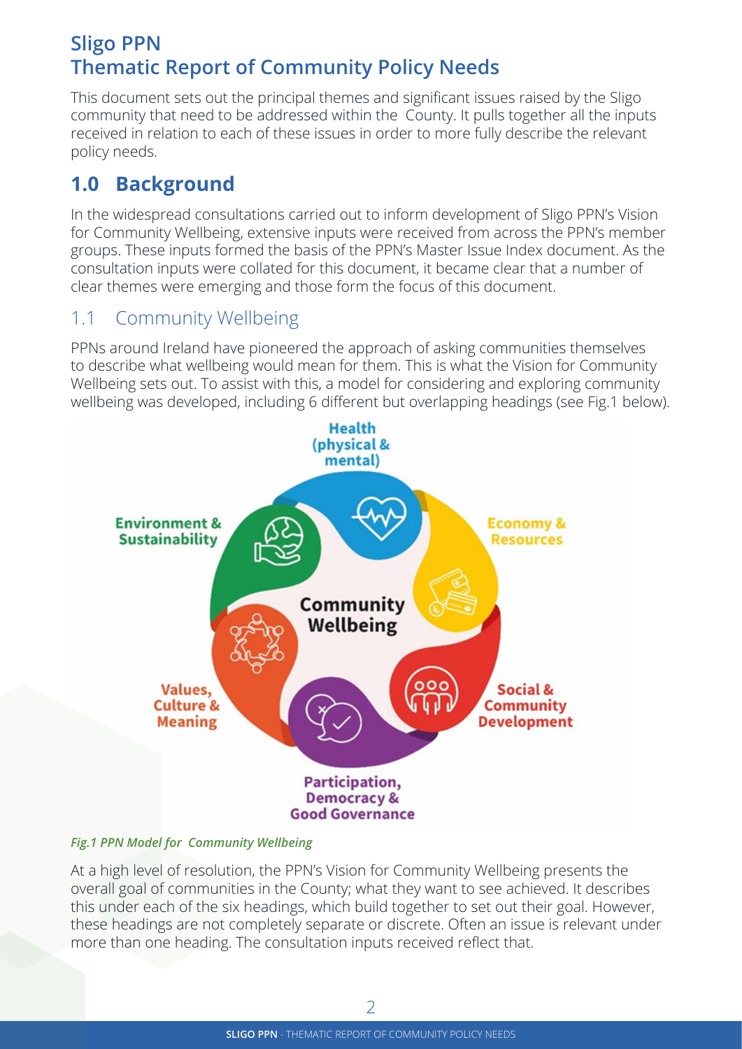# Sligo PPN
# Thematic Report of Community Policy Needs

This document sets out the principal themes and significant issues raised by the Sligo community that need to be addressed within the County. It pulls together all the inputs received in relation to each of these issues in order to more fully describe the relevant policy needs.

## 1.0 Background

In the widespread consultations carried out to inform development of Sligo PPN's Vision for Community Wellbeing, extensive inputs were received from across the PPN's member groups. These inputs formed the basis of the PPN's Master Issue Index document. As the consultation inputs were collated for this document, it became clear that a number of clear themes were emerging and those form the focus of this document.

### 1.1 Community Wellbeing

PPNs around Ireland have pioneered the approach of asking communities themselves to describe what wellbeing would mean for them. This is what the Vision for Community Wellbeing sets out. To assist with this, a model for considering and exploring community wellbeing was developed, including 6 different but overlapping headings (see Fig.1 below).

Health (physical & mental)
Economy & Resources
Social & Community Development
Participation, Democracy & Good Governance
Values, Culture & Meaning
Environment & Sustainability
Community Wellbeing

*Fig.1 PPN Model for Community Wellbeing*

At a high level of resolution, the PPN's Vision for Community Wellbeing presents the overall goal of communities in the County; what they want to see achieved. It describes this under each of the six headings, which build together to set out their goal. However, these headings are not completely separate or discrete. Often an issue is relevant under more than one heading. The consultation inputs received reflect that.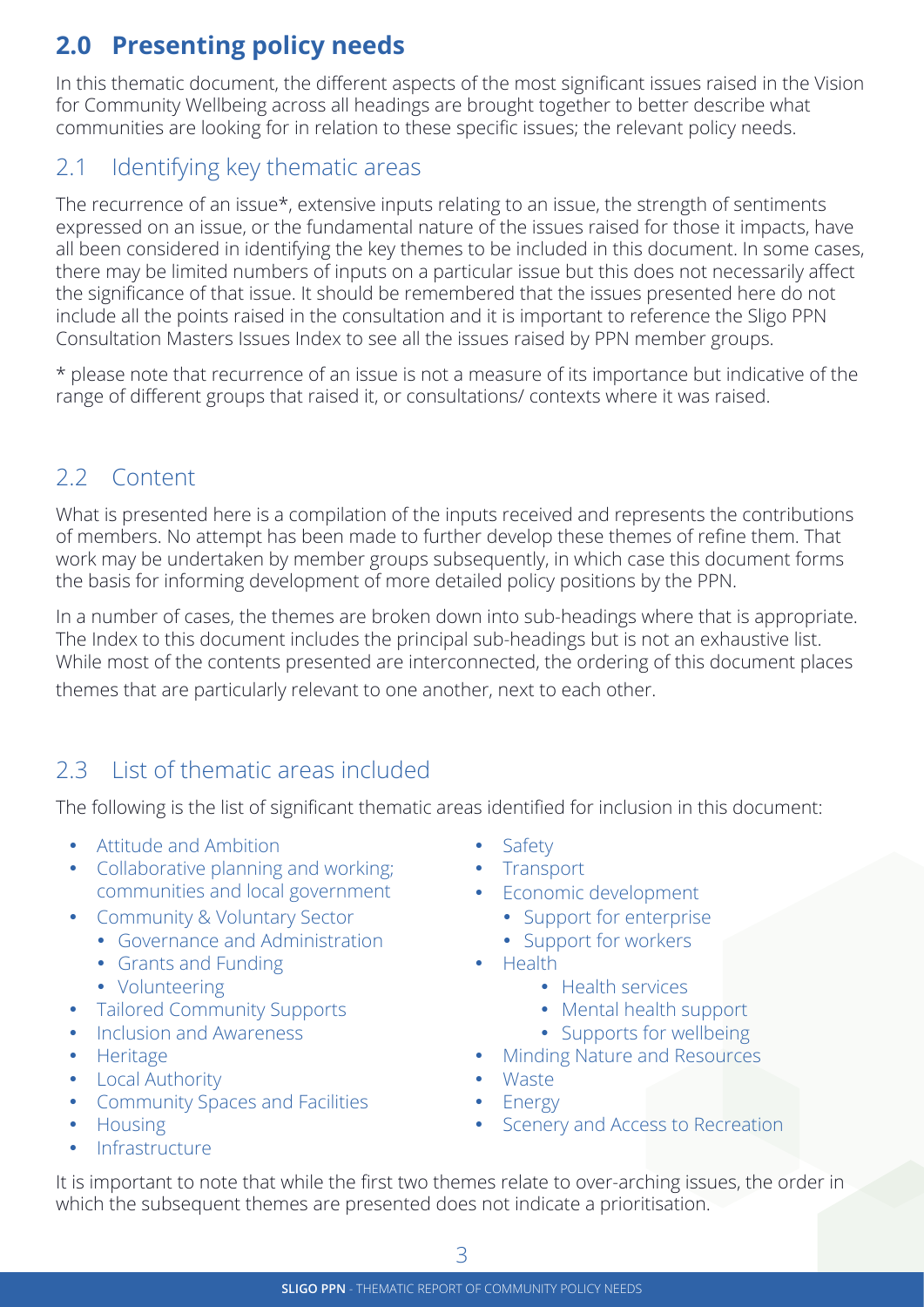## 2.0 Presenting policy needs

In this thematic document, the different aspects of the most significant issues raised in the Vision for Community Wellbeing across all headings are brought together to better describe what communities are looking for in relation to these specific issues; the relevant policy needs.

### 2.1 Identifying key thematic areas

The recurrence of an issue*, extensive inputs relating to an issue, the strength of sentiments expressed on an issue, or the fundamental nature of the issues raised for those it impacts, have all been considered in identifying the key themes to be included in this document. In some cases, there may be limited numbers of inputs on a particular issue but this does not necessarily affect the significance of that issue. It should be remembered that the issues presented here do not include all the points raised in the consultation and it is important to reference the Sligo PPN Consultation Masters Issues Index to see all the issues raised by PPN member groups.

* please note that recurrence of an issue is not a measure of its importance but indicative of the range of different groups that raised it, or consultations/ contexts where it was raised.

### 2.2 Content

What is presented here is a compilation of the inputs received and represents the contributions of members. No attempt has been made to further develop these themes of refine them. That work may be undertaken by member groups subsequently, in which case this document forms the basis for informing development of more detailed policy positions by the PPN.

In a number of cases, the themes are broken down into sub-headings where that is appropriate. The Index to this document includes the principal sub-headings but is not an exhaustive list. While most of the contents presented are interconnected, the ordering of this document places themes that are particularly relevant to one another, next to each other.

### 2.3 List of thematic areas included

The following is the list of significant thematic areas identified for inclusion in this document:

- Attitude and Ambition
- Collaborative planning and working; communities and local government
- Community & Voluntary Sector
  - Governance and Administration
  - Grants and Funding
  - Volunteering
- Tailored Community Supports
- Inclusion and Awareness
- Heritage
- Local Authority
- Community Spaces and Facilities
- Housing
- Infrastructure
- Safety
- Transport
- Economic development
  - Support for enterprise
  - Support for workers
- Health
  - Health services
  - Mental health support
  - Supports for wellbeing
- Minding Nature and Resources
- Waste
- Energy
- Scenery and Access to Recreation

It is important to note that while the first two themes relate to over-arching issues, the order in which the subsequent themes are presented does not indicate a prioritisation.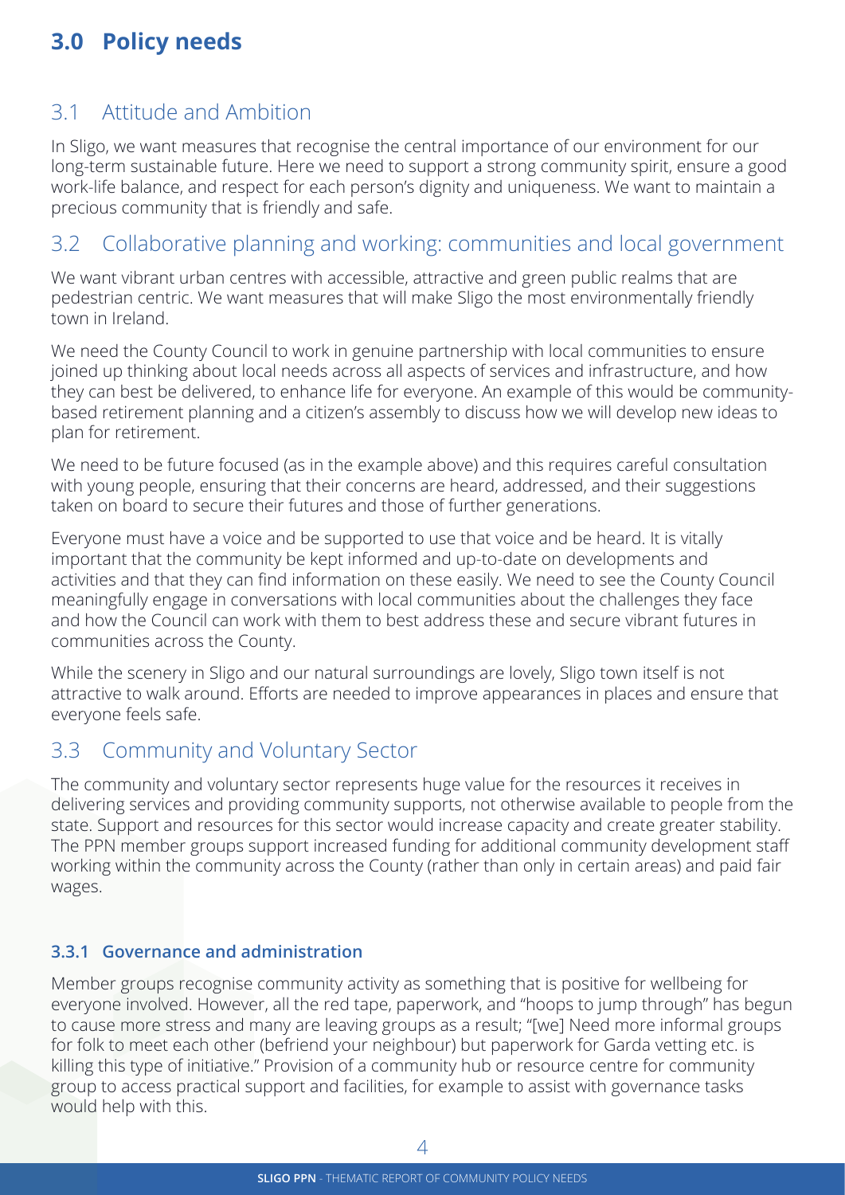# 3.0 Policy needs

## 3.1 Attitude and Ambition

In Sligo, we want measures that recognise the central importance of our environment for our long-term sustainable future. Here we need to support a strong community spirit, ensure a good work-life balance, and respect for each person's dignity and uniqueness. We want to maintain a precious community that is friendly and safe.

## 3.2 Collaborative planning and working: communities and local government

We want vibrant urban centres with accessible, attractive and green public realms that are pedestrian centric. We want measures that will make Sligo the most environmentally friendly town in Ireland.

We need the County Council to work in genuine partnership with local communities to ensure joined up thinking about local needs across all aspects of services and infrastructure, and how they can best be delivered, to enhance life for everyone. An example of this would be community-based retirement planning and a citizen's assembly to discuss how we will develop new ideas to plan for retirement.

We need to be future focused (as in the example above) and this requires careful consultation with young people, ensuring that their concerns are heard, addressed, and their suggestions taken on board to secure their futures and those of further generations.

Everyone must have a voice and be supported to use that voice and be heard. It is vitally important that the community be kept informed and up-to-date on developments and activities and that they can find information on these easily. We need to see the County Council meaningfully engage in conversations with local communities about the challenges they face and how the Council can work with them to best address these and secure vibrant futures in communities across the County.

While the scenery in Sligo and our natural surroundings are lovely, Sligo town itself is not attractive to walk around. Efforts are needed to improve appearances in places and ensure that everyone feels safe.

## 3.3 Community and Voluntary Sector

The community and voluntary sector represents huge value for the resources it receives in delivering services and providing community supports, not otherwise available to people from the state. Support and resources for this sector would increase capacity and create greater stability. The PPN member groups support increased funding for additional community development staff working within the community across the County (rather than only in certain areas) and paid fair wages.

### 3.3.1 Governance and administration

Member groups recognise community activity as something that is positive for wellbeing for everyone involved. However, all the red tape, paperwork, and "hoops to jump through" has begun to cause more stress and many are leaving groups as a result; "[we] Need more informal groups for folk to meet each other (befriend your neighbour) but paperwork for Garda vetting etc. is killing this type of initiative." Provision of a community hub or resource centre for community group to access practical support and facilities, for example to assist with governance tasks would help with this.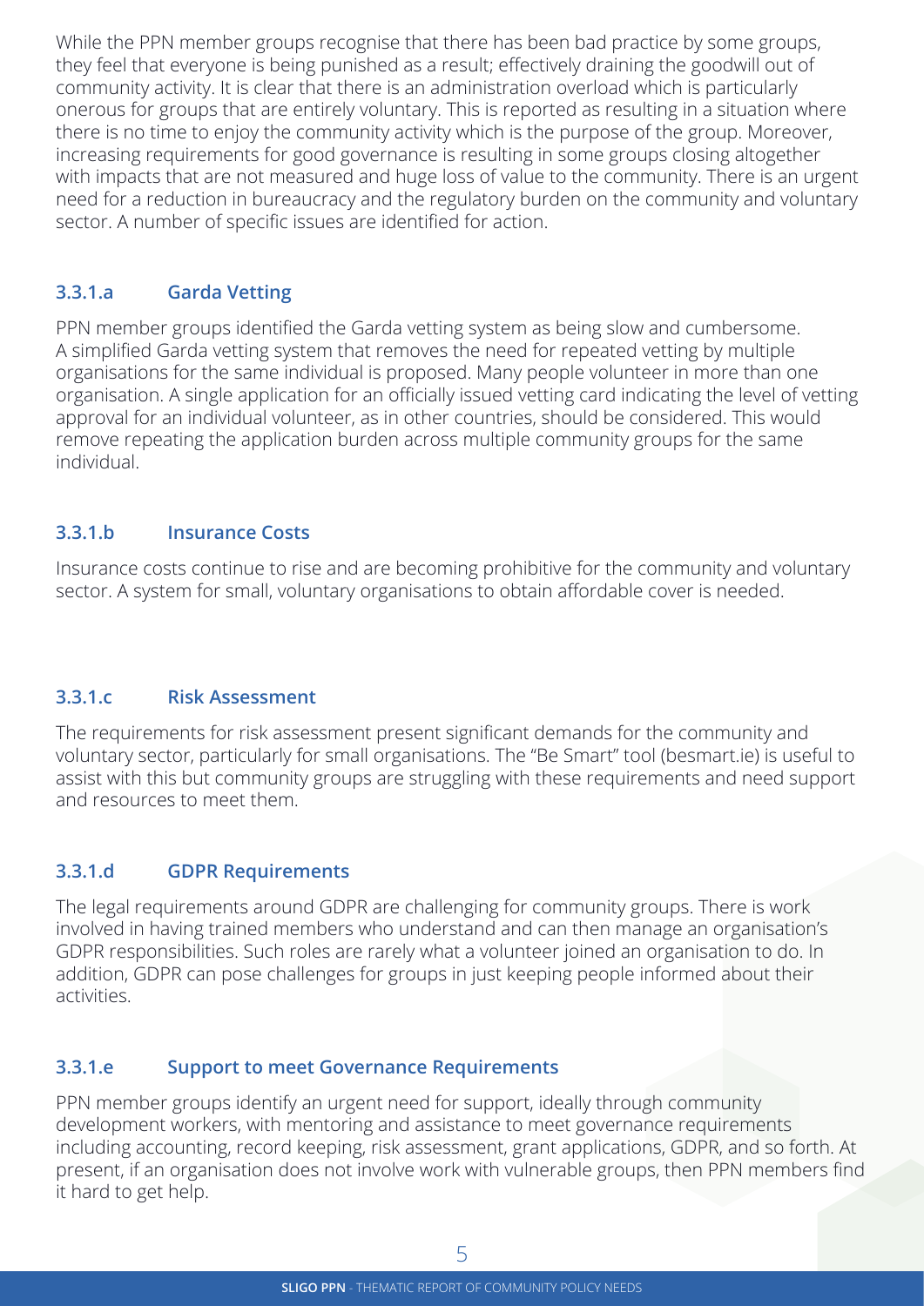While the PPN member groups recognise that there has been bad practice by some groups, they feel that everyone is being punished as a result; effectively draining the goodwill out of community activity. It is clear that there is an administration overload which is particularly onerous for groups that are entirely voluntary. This is reported as resulting in a situation where there is no time to enjoy the community activity which is the purpose of the group. Moreover, increasing requirements for good governance is resulting in some groups closing altogether with impacts that are not measured and huge loss of value to the community. There is an urgent need for a reduction in bureaucracy and the regulatory burden on the community and voluntary sector. A number of specific issues are identified for action.

#### 3.3.1.a Garda Vetting

PPN member groups identified the Garda vetting system as being slow and cumbersome. A simplified Garda vetting system that removes the need for repeated vetting by multiple organisations for the same individual is proposed. Many people volunteer in more than one organisation. A single application for an officially issued vetting card indicating the level of vetting approval for an individual volunteer, as in other countries, should be considered. This would remove repeating the application burden across multiple community groups for the same individual.

#### 3.3.1.b Insurance Costs

Insurance costs continue to rise and are becoming prohibitive for the community and voluntary sector. A system for small, voluntary organisations to obtain affordable cover is needed.

#### 3.3.1.c Risk Assessment

The requirements for risk assessment present significant demands for the community and voluntary sector, particularly for small organisations. The "Be Smart" tool (besmart.ie) is useful to assist with this but community groups are struggling with these requirements and need support and resources to meet them.

#### 3.3.1.d GDPR Requirements

The legal requirements around GDPR are challenging for community groups. There is work involved in having trained members who understand and can then manage an organisation's GDPR responsibilities. Such roles are rarely what a volunteer joined an organisation to do. In addition, GDPR can pose challenges for groups in just keeping people informed about their activities.

#### 3.3.1.e Support to meet Governance Requirements

PPN member groups identify an urgent need for support, ideally through community development workers, with mentoring and assistance to meet governance requirements including accounting, record keeping, risk assessment, grant applications, GDPR, and so forth. At present, if an organisation does not involve work with vulnerable groups, then PPN members find it hard to get help.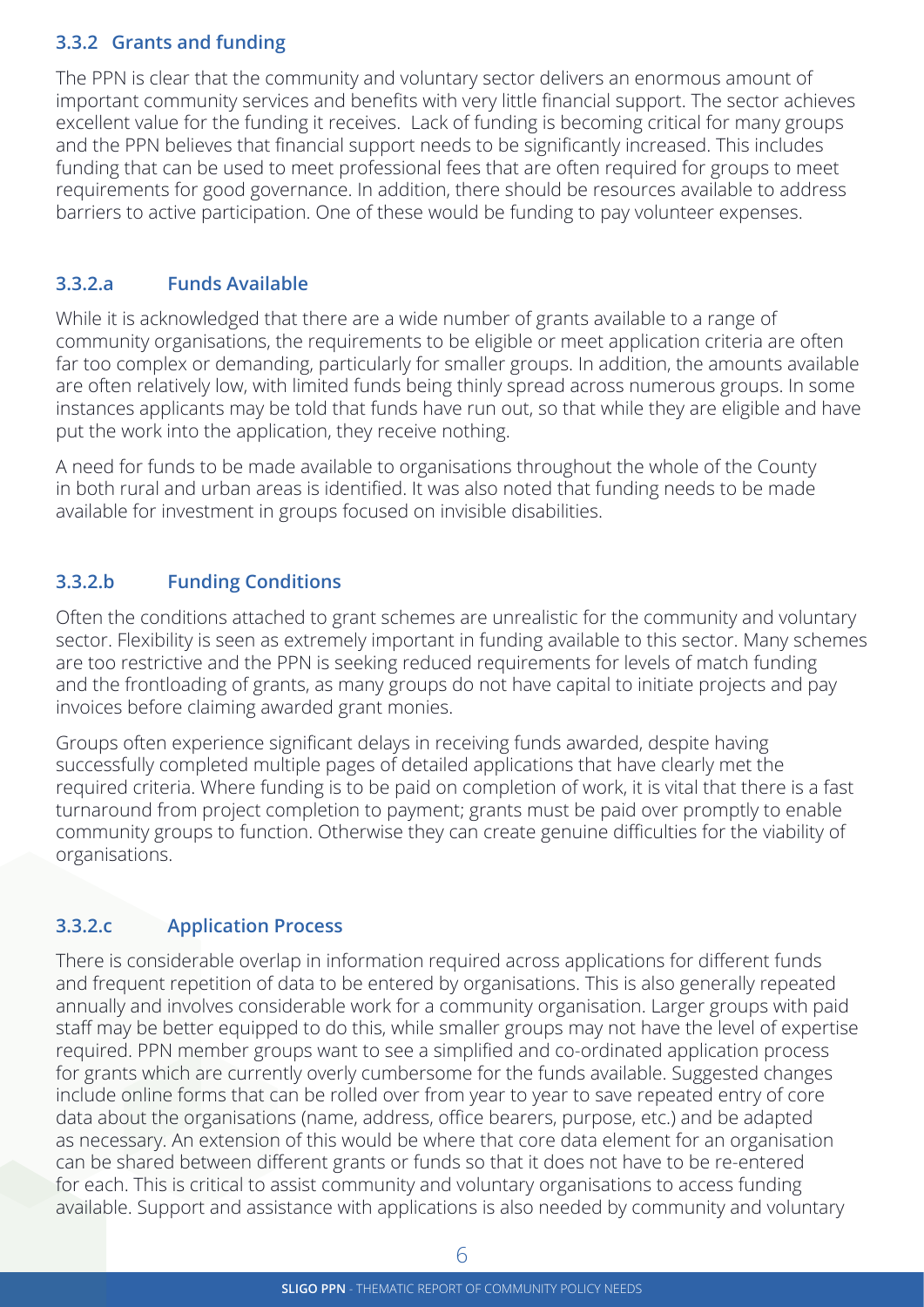### 3.3.2 Grants and funding

The PPN is clear that the community and voluntary sector delivers an enormous amount of important community services and benefits with very little financial support. The sector achieves excellent value for the funding it receives. Lack of funding is becoming critical for many groups and the PPN believes that financial support needs to be significantly increased. This includes funding that can be used to meet professional fees that are often required for groups to meet requirements for good governance. In addition, there should be resources available to address barriers to active participation. One of these would be funding to pay volunteer expenses.

#### 3.3.2.a Funds Available

While it is acknowledged that there are a wide number of grants available to a range of community organisations, the requirements to be eligible or meet application criteria are often far too complex or demanding, particularly for smaller groups. In addition, the amounts available are often relatively low, with limited funds being thinly spread across numerous groups. In some instances applicants may be told that funds have run out, so that while they are eligible and have put the work into the application, they receive nothing.

A need for funds to be made available to organisations throughout the whole of the County in both rural and urban areas is identified. It was also noted that funding needs to be made available for investment in groups focused on invisible disabilities.

#### 3.3.2.b Funding Conditions

Often the conditions attached to grant schemes are unrealistic for the community and voluntary sector. Flexibility is seen as extremely important in funding available to this sector. Many schemes are too restrictive and the PPN is seeking reduced requirements for levels of match funding and the frontloading of grants, as many groups do not have capital to initiate projects and pay invoices before claiming awarded grant monies.

Groups often experience significant delays in receiving funds awarded, despite having successfully completed multiple pages of detailed applications that have clearly met the required criteria. Where funding is to be paid on completion of work, it is vital that there is a fast turnaround from project completion to payment; grants must be paid over promptly to enable community groups to function. Otherwise they can create genuine difficulties for the viability of organisations.

#### 3.3.2.c Application Process

There is considerable overlap in information required across applications for different funds and frequent repetition of data to be entered by organisations. This is also generally repeated annually and involves considerable work for a community organisation. Larger groups with paid staff may be better equipped to do this, while smaller groups may not have the level of expertise required. PPN member groups want to see a simplified and co-ordinated application process for grants which are currently overly cumbersome for the funds available. Suggested changes include online forms that can be rolled over from year to year to save repeated entry of core data about the organisations (name, address, office bearers, purpose, etc.) and be adapted as necessary. An extension of this would be where that core data element for an organisation can be shared between different grants or funds so that it does not have to be re-entered for each. This is critical to assist community and voluntary organisations to access funding available. Support and assistance with applications is also needed by community and voluntary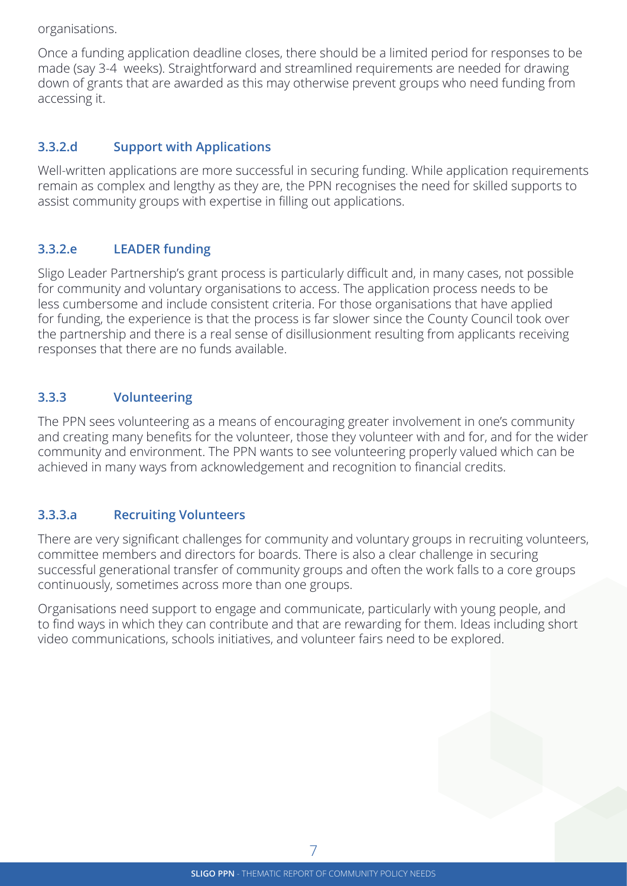organisations.

Once a funding application deadline closes, there should be a limited period for responses to be made (say 3-4 weeks). Straightforward and streamlined requirements are needed for drawing down of grants that are awarded as this may otherwise prevent groups who need funding from accessing it.

### 3.3.2.d Support with Applications

Well-written applications are more successful in securing funding. While application requirements remain as complex and lengthy as they are, the PPN recognises the need for skilled supports to assist community groups with expertise in filling out applications.

### 3.3.2.e LEADER funding

Sligo Leader Partnership's grant process is particularly difficult and, in many cases, not possible for community and voluntary organisations to access. The application process needs to be less cumbersome and include consistent criteria. For those organisations that have applied for funding, the experience is that the process is far slower since the County Council took over the partnership and there is a real sense of disillusionment resulting from applicants receiving responses that there are no funds available.

### 3.3.3 Volunteering

The PPN sees volunteering as a means of encouraging greater involvement in one's community and creating many benefits for the volunteer, those they volunteer with and for, and for the wider community and environment. The PPN wants to see volunteering properly valued which can be achieved in many ways from acknowledgement and recognition to financial credits.

### 3.3.3.a Recruiting Volunteers

There are very significant challenges for community and voluntary groups in recruiting volunteers, committee members and directors for boards. There is also a clear challenge in securing successful generational transfer of community groups and often the work falls to a core groups continuously, sometimes across more than one groups.

Organisations need support to engage and communicate, particularly with young people, and to find ways in which they can contribute and that are rewarding for them. Ideas including short video communications, schools initiatives, and volunteer fairs need to be explored.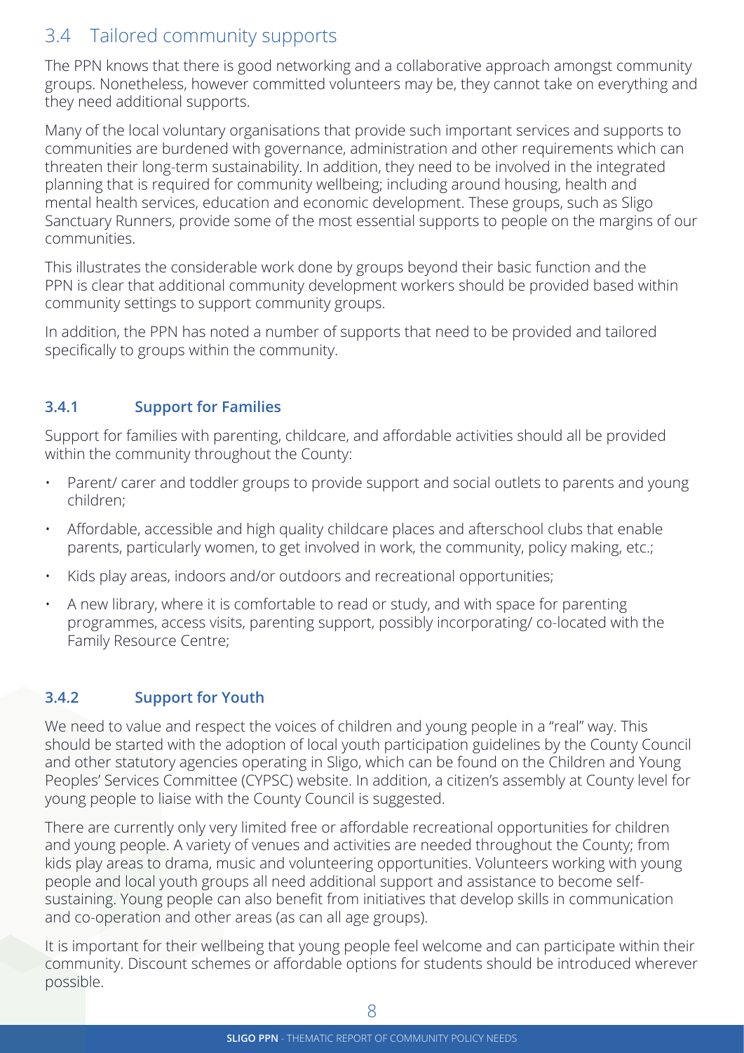## 3.4 Tailored community supports

The PPN knows that there is good networking and a collaborative approach amongst community groups. Nonetheless, however committed volunteers may be, they cannot take on everything and they need additional supports.

Many of the local voluntary organisations that provide such important services and supports to communities are burdened with governance, administration and other requirements which can threaten their long-term sustainability. In addition, they need to be involved in the integrated planning that is required for community wellbeing; including around housing, health and mental health services, education and economic development. These groups, such as Sligo Sanctuary Runners, provide some of the most essential supports to people on the margins of our communities.

This illustrates the considerable work done by groups beyond their basic function and the PPN is clear that additional community development workers should be provided based within community settings to support community groups.

In addition, the PPN has noted a number of supports that need to be provided and tailored specifically to groups within the community.

### 3.4.1 Support for Families

Support for families with parenting, childcare, and affordable activities should all be provided within the community throughout the County:

- Parent/ carer and toddler groups to provide support and social outlets to parents and young children;
- Affordable, accessible and high quality childcare places and afterschool clubs that enable parents, particularly women, to get involved in work, the community, policy making, etc.;
- Kids play areas, indoors and/or outdoors and recreational opportunities;
- A new library, where it is comfortable to read or study, and with space for parenting programmes, access visits, parenting support, possibly incorporating/ co-located with the Family Resource Centre;

### 3.4.2 Support for Youth

We need to value and respect the voices of children and young people in a "real" way. This should be started with the adoption of local youth participation guidelines by the County Council and other statutory agencies operating in Sligo, which can be found on the Children and Young Peoples' Services Committee (CYPSC) website. In addition, a citizen's assembly at County level for young people to liaise with the County Council is suggested.

There are currently only very limited free or affordable recreational opportunities for children and young people. A variety of venues and activities are needed throughout the County; from kids play areas to drama, music and volunteering opportunities. Volunteers working with young people and local youth groups all need additional support and assistance to become self-sustaining. Young people can also benefit from initiatives that develop skills in communication and co-operation and other areas (as can all age groups).

It is important for their wellbeing that young people feel welcome and can participate within their community. Discount schemes or affordable options for students should be introduced wherever possible.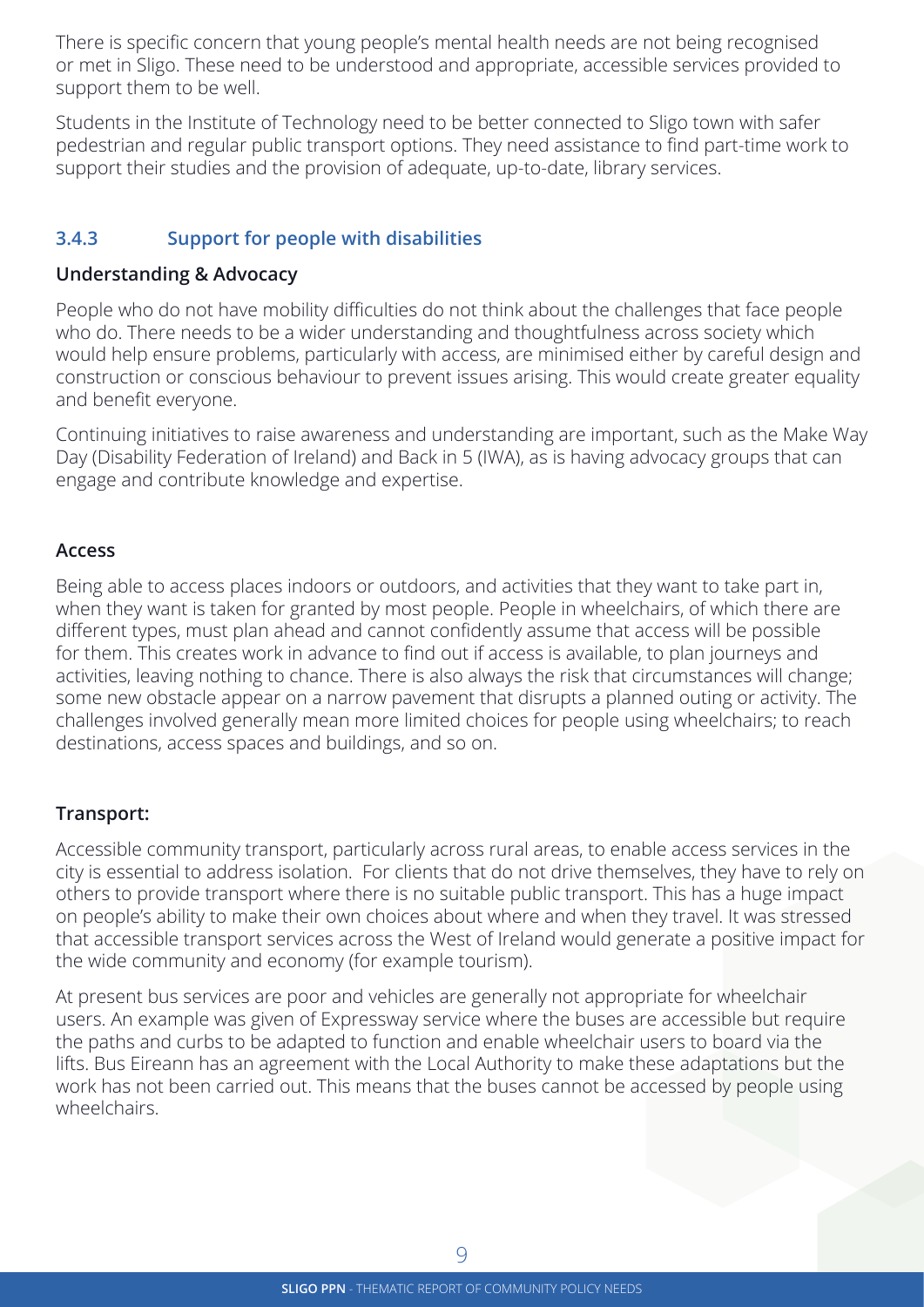There is specific concern that young people's mental health needs are not being recognised or met in Sligo. These need to be understood and appropriate, accessible services provided to support them to be well.

Students in the Institute of Technology need to be better connected to Sligo town with safer pedestrian and regular public transport options. They need assistance to find part-time work to support their studies and the provision of adequate, up-to-date, library services.

### 3.4.3 Support for people with disabilities

**Understanding & Advocacy**

People who do not have mobility difficulties do not think about the challenges that face people who do. There needs to be a wider understanding and thoughtfulness across society which would help ensure problems, particularly with access, are minimised either by careful design and construction or conscious behaviour to prevent issues arising. This would create greater equality and benefit everyone.

Continuing initiatives to raise awareness and understanding are important, such as the Make Way Day (Disability Federation of Ireland) and Back in 5 (IWA), as is having advocacy groups that can engage and contribute knowledge and expertise.

**Access**

Being able to access places indoors or outdoors, and activities that they want to take part in, when they want is taken for granted by most people. People in wheelchairs, of which there are different types, must plan ahead and cannot confidently assume that access will be possible for them. This creates work in advance to find out if access is available, to plan journeys and activities, leaving nothing to chance. There is also always the risk that circumstances will change; some new obstacle appear on a narrow pavement that disrupts a planned outing or activity. The challenges involved generally mean more limited choices for people using wheelchairs; to reach destinations, access spaces and buildings, and so on.

**Transport:**

Accessible community transport, particularly across rural areas, to enable access services in the city is essential to address isolation. For clients that do not drive themselves, they have to rely on others to provide transport where there is no suitable public transport. This has a huge impact on people's ability to make their own choices about where and when they travel. It was stressed that accessible transport services across the West of Ireland would generate a positive impact for the wide community and economy (for example tourism).

At present bus services are poor and vehicles are generally not appropriate for wheelchair users. An example was given of Expressway service where the buses are accessible but require the paths and curbs to be adapted to function and enable wheelchair users to board via the lifts. Bus Eireann has an agreement with the Local Authority to make these adaptations but the work has not been carried out. This means that the buses cannot be accessed by people using wheelchairs.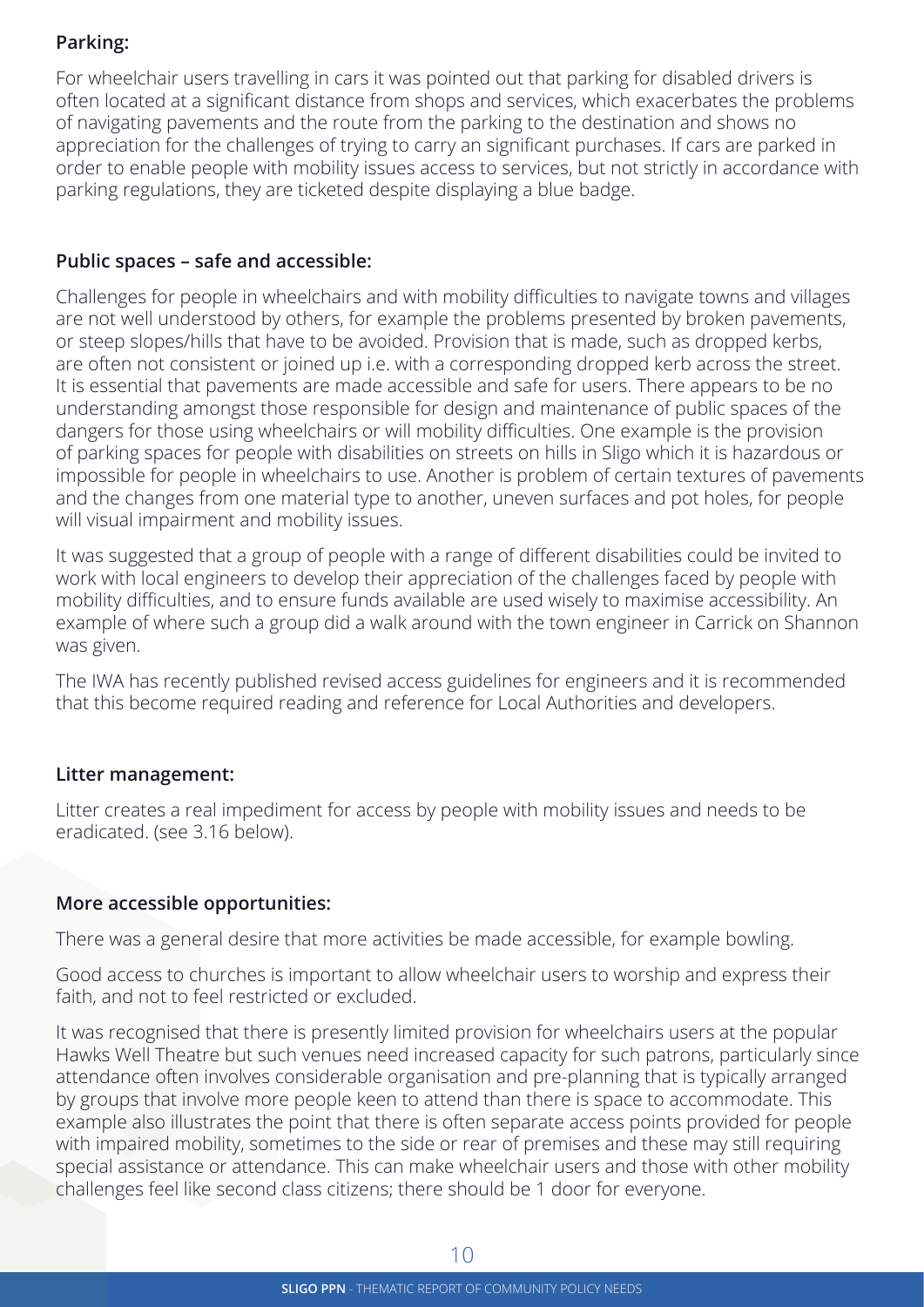**Parking:**

For wheelchair users travelling in cars it was pointed out that parking for disabled drivers is often located at a significant distance from shops and services, which exacerbates the problems of navigating pavements and the route from the parking to the destination and shows no appreciation for the challenges of trying to carry an significant purchases. If cars are parked in order to enable people with mobility issues access to services, but not strictly in accordance with parking regulations, they are ticketed despite displaying a blue badge.

**Public spaces – safe and accessible:**

Challenges for people in wheelchairs and with mobility difficulties to navigate towns and villages are not well understood by others, for example the problems presented by broken pavements, or steep slopes/hills that have to be avoided. Provision that is made, such as dropped kerbs, are often not consistent or joined up i.e. with a corresponding dropped kerb across the street. It is essential that pavements are made accessible and safe for users. There appears to be no understanding amongst those responsible for design and maintenance of public spaces of the dangers for those using wheelchairs or will mobility difficulties. One example is the provision of parking spaces for people with disabilities on streets on hills in Sligo which it is hazardous or impossible for people in wheelchairs to use. Another is problem of certain textures of pavements and the changes from one material type to another, uneven surfaces and pot holes, for people will visual impairment and mobility issues.

It was suggested that a group of people with a range of different disabilities could be invited to work with local engineers to develop their appreciation of the challenges faced by people with mobility difficulties, and to ensure funds available are used wisely to maximise accessibility. An example of where such a group did a walk around with the town engineer in Carrick on Shannon was given.

The IWA has recently published revised access guidelines for engineers and it is recommended that this become required reading and reference for Local Authorities and developers.

**Litter management:**

Litter creates a real impediment for access by people with mobility issues and needs to be eradicated. (see 3.16 below).

**More accessible opportunities:**

There was a general desire that more activities be made accessible, for example bowling.

Good access to churches is important to allow wheelchair users to worship and express their faith, and not to feel restricted or excluded.

It was recognised that there is presently limited provision for wheelchairs users at the popular Hawks Well Theatre but such venues need increased capacity for such patrons, particularly since attendance often involves considerable organisation and pre-planning that is typically arranged by groups that involve more people keen to attend than there is space to accommodate. This example also illustrates the point that there is often separate access points provided for people with impaired mobility, sometimes to the side or rear of premises and these may still requiring special assistance or attendance. This can make wheelchair users and those with other mobility challenges feel like second class citizens; there should be 1 door for everyone.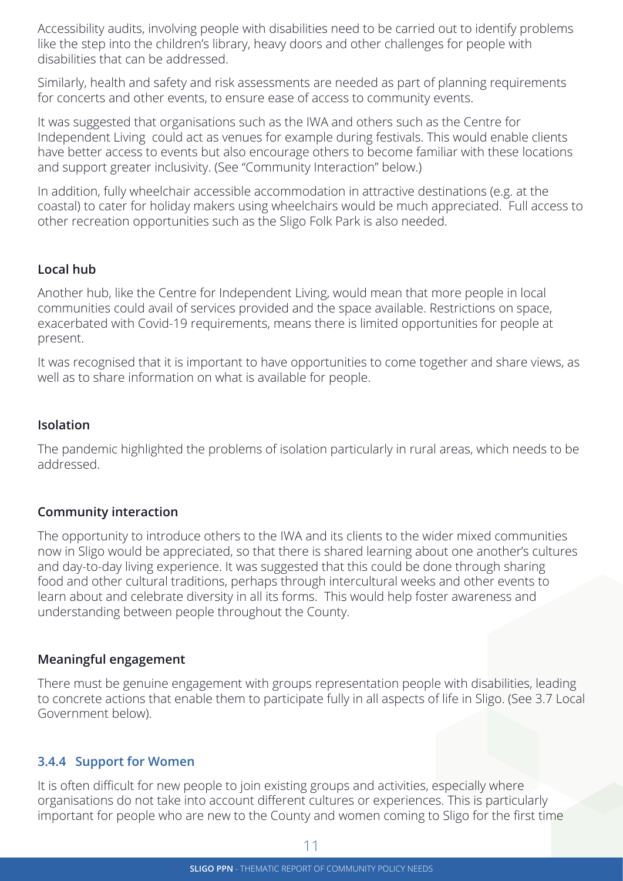Accessibility audits, involving people with disabilities need to be carried out to identify problems like the step into the children's library, heavy doors and other challenges for people with disabilities that can be addressed.

Similarly, health and safety and risk assessments are needed as part of planning requirements for concerts and other events, to ensure ease of access to community events.

It was suggested that organisations such as the IWA and others such as the Centre for Independent Living could act as venues for example during festivals. This would enable clients have better access to events but also encourage others to become familiar with these locations and support greater inclusivity. (See "Community Interaction" below.)

In addition, fully wheelchair accessible accommodation in attractive destinations (e.g. at the coastal) to cater for holiday makers using wheelchairs would be much appreciated. Full access to other recreation opportunities such as the Sligo Folk Park is also needed.

**Local hub**

Another hub, like the Centre for Independent Living, would mean that more people in local communities could avail of services provided and the space available. Restrictions on space, exacerbated with Covid-19 requirements, means there is limited opportunities for people at present.

It was recognised that it is important to have opportunities to come together and share views, as well as to share information on what is available for people.

**Isolation**

The pandemic highlighted the problems of isolation particularly in rural areas, which needs to be addressed.

**Community interaction**

The opportunity to introduce others to the IWA and its clients to the wider mixed communities now in Sligo would be appreciated, so that there is shared learning about one another's cultures and day-to-day living experience. It was suggested that this could be done through sharing food and other cultural traditions, perhaps through intercultural weeks and other events to learn about and celebrate diversity in all its forms. This would help foster awareness and understanding between people throughout the County.

**Meaningful engagement**

There must be genuine engagement with groups representation people with disabilities, leading to concrete actions that enable them to participate fully in all aspects of life in Sligo. (See 3.7 Local Government below).

### 3.4.4 Support for Women

It is often difficult for new people to join existing groups and activities, especially where organisations do not take into account different cultures or experiences. This is particularly important for people who are new to the County and women coming to Sligo for the first time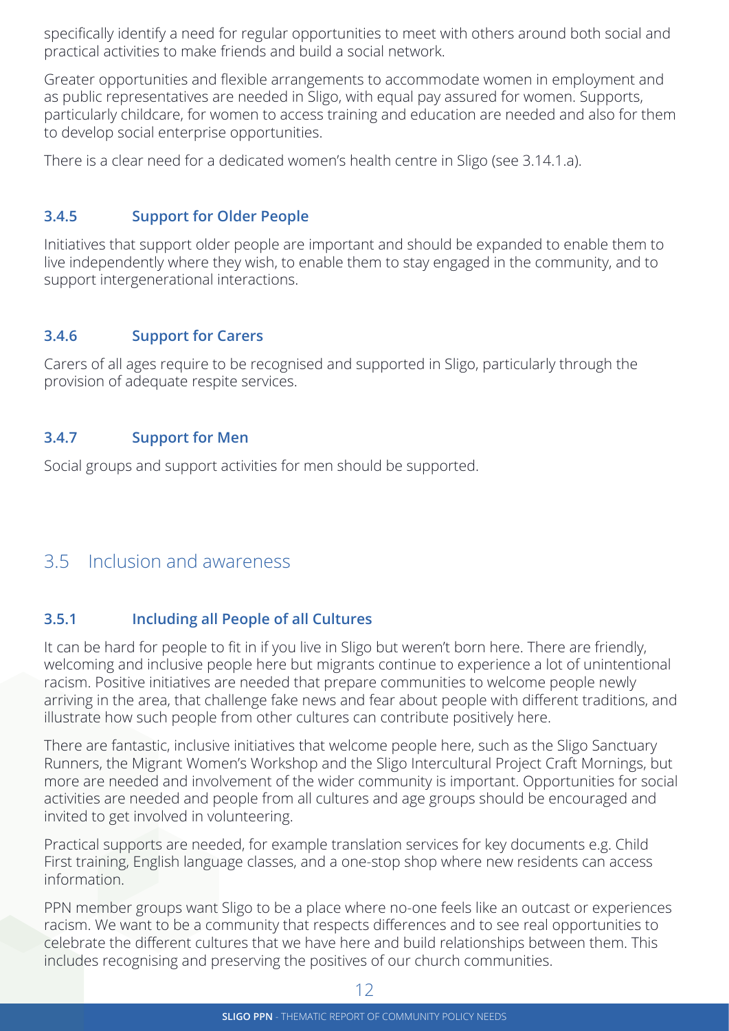specifically identify a need for regular opportunities to meet with others around both social and practical activities to make friends and build a social network.

Greater opportunities and flexible arrangements to accommodate women in employment and as public representatives are needed in Sligo, with equal pay assured for women. Supports, particularly childcare, for women to access training and education are needed and also for them to develop social enterprise opportunities.

There is a clear need for a dedicated women's health centre in Sligo (see 3.14.1.a).

### 3.4.5 Support for Older People

Initiatives that support older people are important and should be expanded to enable them to live independently where they wish, to enable them to stay engaged in the community, and to support intergenerational interactions.

### 3.4.6 Support for Carers

Carers of all ages require to be recognised and supported in Sligo, particularly through the provision of adequate respite services.

### 3.4.7 Support for Men

Social groups and support activities for men should be supported.

## 3.5 Inclusion and awareness

### 3.5.1 Including all People of all Cultures

It can be hard for people to fit in if you live in Sligo but weren't born here. There are friendly, welcoming and inclusive people here but migrants continue to experience a lot of unintentional racism. Positive initiatives are needed that prepare communities to welcome people newly arriving in the area, that challenge fake news and fear about people with different traditions, and illustrate how such people from other cultures can contribute positively here.

There are fantastic, inclusive initiatives that welcome people here, such as the Sligo Sanctuary Runners, the Migrant Women's Workshop and the Sligo Intercultural Project Craft Mornings, but more are needed and involvement of the wider community is important. Opportunities for social activities are needed and people from all cultures and age groups should be encouraged and invited to get involved in volunteering.

Practical supports are needed, for example translation services for key documents e.g. Child First training, English language classes, and a one-stop shop where new residents can access information.

PPN member groups want Sligo to be a place where no-one feels like an outcast or experiences racism. We want to be a community that respects differences and to see real opportunities to celebrate the different cultures that we have here and build relationships between them. This includes recognising and preserving the positives of our church communities.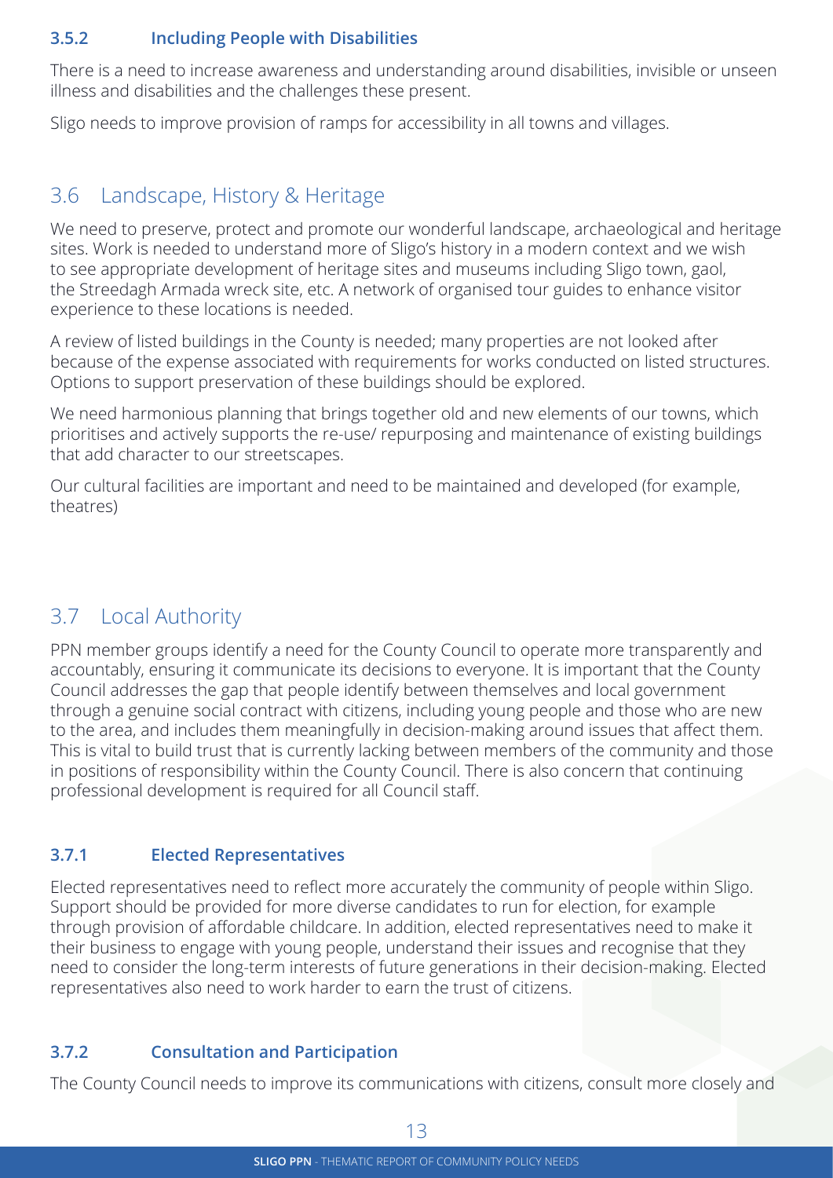#### 3.5.2 Including People with Disabilities

There is a need to increase awareness and understanding around disabilities, invisible or unseen illness and disabilities and the challenges these present.

Sligo needs to improve provision of ramps for accessibility in all towns and villages.

## 3.6 Landscape, History & Heritage

We need to preserve, protect and promote our wonderful landscape, archaeological and heritage sites. Work is needed to understand more of Sligo's history in a modern context and we wish to see appropriate development of heritage sites and museums including Sligo town, gaol, the Streedagh Armada wreck site, etc. A network of organised tour guides to enhance visitor experience to these locations is needed.

A review of listed buildings in the County is needed; many properties are not looked after because of the expense associated with requirements for works conducted on listed structures. Options to support preservation of these buildings should be explored.

We need harmonious planning that brings together old and new elements of our towns, which prioritises and actively supports the re-use/ repurposing and maintenance of existing buildings that add character to our streetscapes.

Our cultural facilities are important and need to be maintained and developed (for example, theatres)

## 3.7 Local Authority

PPN member groups identify a need for the County Council to operate more transparently and accountably, ensuring it communicate its decisions to everyone. It is important that the County Council addresses the gap that people identify between themselves and local government through a genuine social contract with citizens, including young people and those who are new to the area, and includes them meaningfully in decision-making around issues that affect them. This is vital to build trust that is currently lacking between members of the community and those in positions of responsibility within the County Council. There is also concern that continuing professional development is required for all Council staff.

#### 3.7.1 Elected Representatives

Elected representatives need to reflect more accurately the community of people within Sligo. Support should be provided for more diverse candidates to run for election, for example through provision of affordable childcare. In addition, elected representatives need to make it their business to engage with young people, understand their issues and recognise that they need to consider the long-term interests of future generations in their decision-making. Elected representatives also need to work harder to earn the trust of citizens.

#### 3.7.2 Consultation and Participation

The County Council needs to improve its communications with citizens, consult more closely and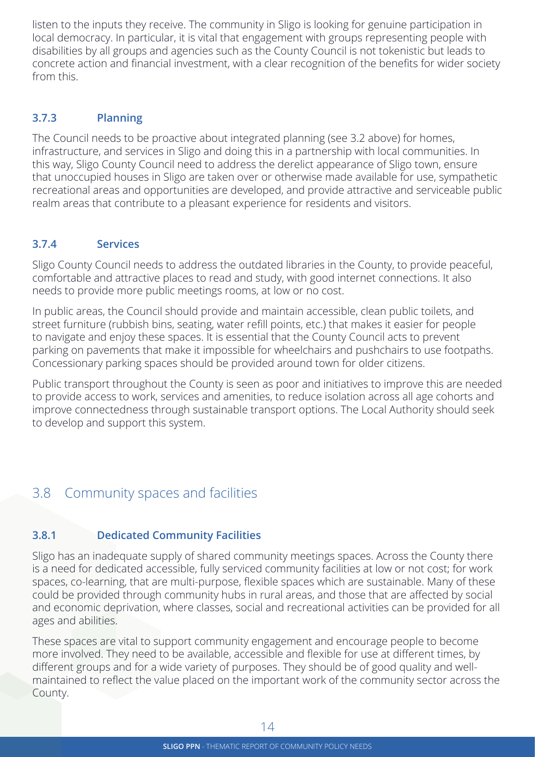listen to the inputs they receive. The community in Sligo is looking for genuine participation in local democracy. In particular, it is vital that engagement with groups representing people with disabilities by all groups and agencies such as the County Council is not tokenistic but leads to concrete action and financial investment, with a clear recognition of the benefits for wider society from this.

### 3.7.3 Planning

The Council needs to be proactive about integrated planning (see 3.2 above) for homes, infrastructure, and services in Sligo and doing this in a partnership with local communities. In this way, Sligo County Council need to address the derelict appearance of Sligo town, ensure that unoccupied houses in Sligo are taken over or otherwise made available for use, sympathetic recreational areas and opportunities are developed, and provide attractive and serviceable public realm areas that contribute to a pleasant experience for residents and visitors.

### 3.7.4 Services

Sligo County Council needs to address the outdated libraries in the County, to provide peaceful, comfortable and attractive places to read and study, with good internet connections. It also needs to provide more public meetings rooms, at low or no cost.

In public areas, the Council should provide and maintain accessible, clean public toilets, and street furniture (rubbish bins, seating, water refill points, etc.) that makes it easier for people to navigate and enjoy these spaces. It is essential that the County Council acts to prevent parking on pavements that make it impossible for wheelchairs and pushchairs to use footpaths. Concessionary parking spaces should be provided around town for older citizens.

Public transport throughout the County is seen as poor and initiatives to improve this are needed to provide access to work, services and amenities, to reduce isolation across all age cohorts and improve connectedness through sustainable transport options. The Local Authority should seek to develop and support this system.

## 3.8 Community spaces and facilities

### 3.8.1 Dedicated Community Facilities

Sligo has an inadequate supply of shared community meetings spaces. Across the County there is a need for dedicated accessible, fully serviced community facilities at low or not cost; for work spaces, co-learning, that are multi-purpose, flexible spaces which are sustainable. Many of these could be provided through community hubs in rural areas, and those that are affected by social and economic deprivation, where classes, social and recreational activities can be provided for all ages and abilities.

These spaces are vital to support community engagement and encourage people to become more involved. They need to be available, accessible and flexible for use at different times, by different groups and for a wide variety of purposes. They should be of good quality and well-maintained to reflect the value placed on the important work of the community sector across the County.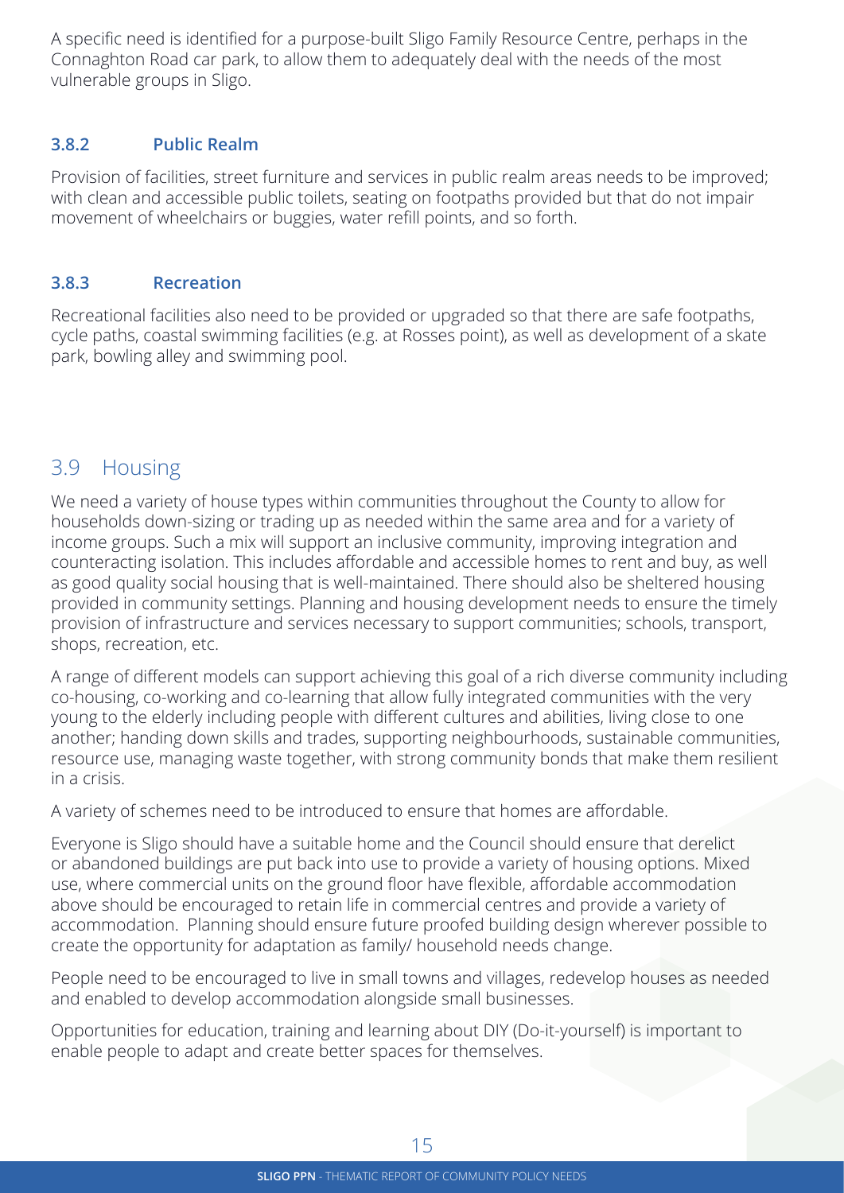A specific need is identified for a purpose-built Sligo Family Resource Centre, perhaps in the Connaghton Road car park, to allow them to adequately deal with the needs of the most vulnerable groups in Sligo.

### 3.8.2 Public Realm

Provision of facilities, street furniture and services in public realm areas needs to be improved; with clean and accessible public toilets, seating on footpaths provided but that do not impair movement of wheelchairs or buggies, water refill points, and so forth.

### 3.8.3 Recreation

Recreational facilities also need to be provided or upgraded so that there are safe footpaths, cycle paths, coastal swimming facilities (e.g. at Rosses point), as well as development of a skate park, bowling alley and swimming pool.

## 3.9 Housing

We need a variety of house types within communities throughout the County to allow for households down-sizing or trading up as needed within the same area and for a variety of income groups. Such a mix will support an inclusive community, improving integration and counteracting isolation. This includes affordable and accessible homes to rent and buy, as well as good quality social housing that is well-maintained. There should also be sheltered housing provided in community settings. Planning and housing development needs to ensure the timely provision of infrastructure and services necessary to support communities; schools, transport, shops, recreation, etc.

A range of different models can support achieving this goal of a rich diverse community including co-housing, co-working and co-learning that allow fully integrated communities with the very young to the elderly including people with different cultures and abilities, living close to one another; handing down skills and trades, supporting neighbourhoods, sustainable communities, resource use, managing waste together, with strong community bonds that make them resilient in a crisis.

A variety of schemes need to be introduced to ensure that homes are affordable.

Everyone is Sligo should have a suitable home and the Council should ensure that derelict or abandoned buildings are put back into use to provide a variety of housing options. Mixed use, where commercial units on the ground floor have flexible, affordable accommodation above should be encouraged to retain life in commercial centres and provide a variety of accommodation. Planning should ensure future proofed building design wherever possible to create the opportunity for adaptation as family/ household needs change.

People need to be encouraged to live in small towns and villages, redevelop houses as needed and enabled to develop accommodation alongside small businesses.

Opportunities for education, training and learning about DIY (Do-it-yourself) is important to enable people to adapt and create better spaces for themselves.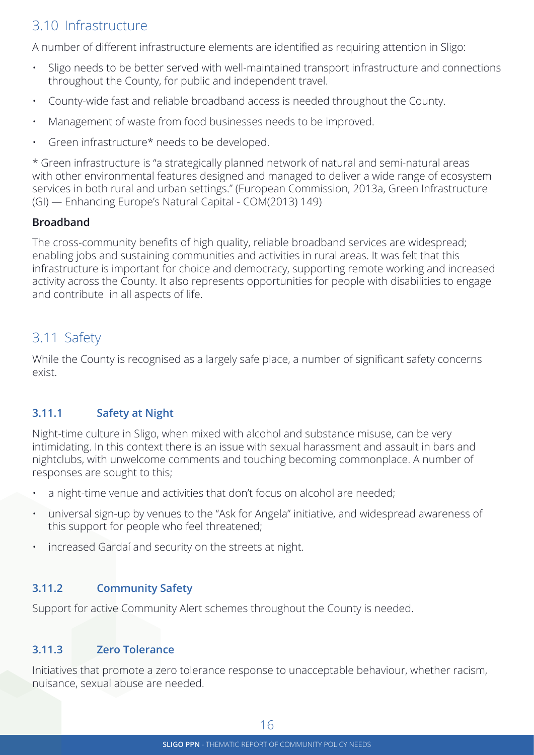## 3.10 Infrastructure

A number of different infrastructure elements are identified as requiring attention in Sligo:

- Sligo needs to be better served with well-maintained transport infrastructure and connections throughout the County, for public and independent travel.
- County-wide fast and reliable broadband access is needed throughout the County.
- Management of waste from food businesses needs to be improved.
- Green infrastructure* needs to be developed.

* Green infrastructure is "a strategically planned network of natural and semi-natural areas with other environmental features designed and managed to deliver a wide range of ecosystem services in both rural and urban settings." (European Commission, 2013a, Green Infrastructure (GI) — Enhancing Europe's Natural Capital - COM(2013) 149)

**Broadband**

The cross-community benefits of high quality, reliable broadband services are widespread; enabling jobs and sustaining communities and activities in rural areas. It was felt that this infrastructure is important for choice and democracy, supporting remote working and increased activity across the County. It also represents opportunities for people with disabilities to engage and contribute in all aspects of life.

## 3.11 Safety

While the County is recognised as a largely safe place, a number of significant safety concerns exist.

### 3.11.1 Safety at Night

Night-time culture in Sligo, when mixed with alcohol and substance misuse, can be very intimidating. In this context there is an issue with sexual harassment and assault in bars and nightclubs, with unwelcome comments and touching becoming commonplace. A number of responses are sought to this;

- a night-time venue and activities that don't focus on alcohol are needed;
- universal sign-up by venues to the "Ask for Angela" initiative, and widespread awareness of this support for people who feel threatened;
- increased Gardaí and security on the streets at night.

### 3.11.2 Community Safety

Support for active Community Alert schemes throughout the County is needed.

### 3.11.3 Zero Tolerance

Initiatives that promote a zero tolerance response to unacceptable behaviour, whether racism, nuisance, sexual abuse are needed.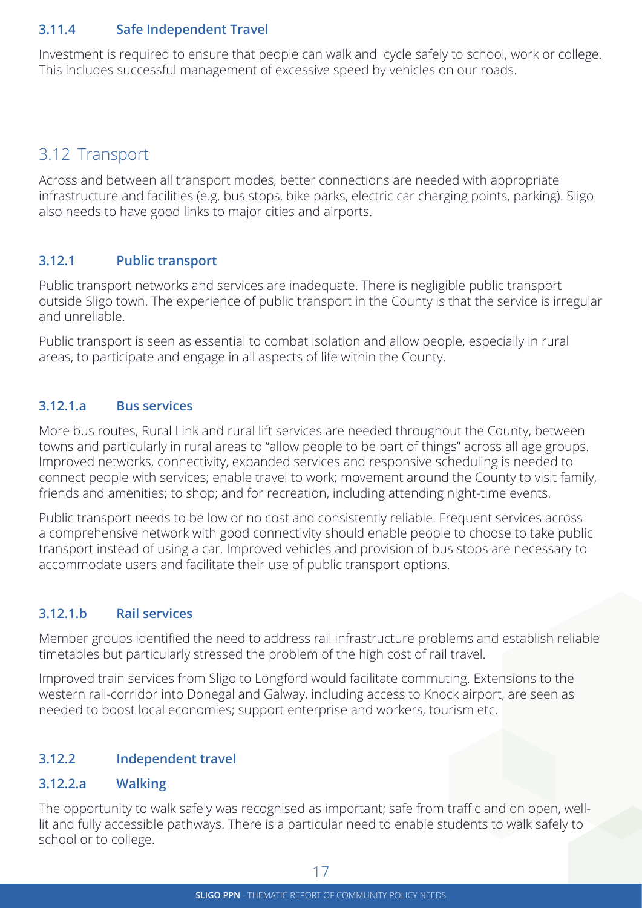### 3.11.4 Safe Independent Travel

Investment is required to ensure that people can walk and cycle safely to school, work or college. This includes successful management of excessive speed by vehicles on our roads.

## 3.12 Transport

Across and between all transport modes, better connections are needed with appropriate infrastructure and facilities (e.g. bus stops, bike parks, electric car charging points, parking). Sligo also needs to have good links to major cities and airports.

### 3.12.1 Public transport

Public transport networks and services are inadequate. There is negligible public transport outside Sligo town. The experience of public transport in the County is that the service is irregular and unreliable.

Public transport is seen as essential to combat isolation and allow people, especially in rural areas, to participate and engage in all aspects of life within the County.

#### 3.12.1.a Bus services

More bus routes, Rural Link and rural lift services are needed throughout the County, between towns and particularly in rural areas to "allow people to be part of things" across all age groups. Improved networks, connectivity, expanded services and responsive scheduling is needed to connect people with services; enable travel to work; movement around the County to visit family, friends and amenities; to shop; and for recreation, including attending night-time events.

Public transport needs to be low or no cost and consistently reliable. Frequent services across a comprehensive network with good connectivity should enable people to choose to take public transport instead of using a car. Improved vehicles and provision of bus stops are necessary to accommodate users and facilitate their use of public transport options.

#### 3.12.1.b Rail services

Member groups identified the need to address rail infrastructure problems and establish reliable timetables but particularly stressed the problem of the high cost of rail travel.

Improved train services from Sligo to Longford would facilitate commuting. Extensions to the western rail-corridor into Donegal and Galway, including access to Knock airport, are seen as needed to boost local economies; support enterprise and workers, tourism etc.

### 3.12.2 Independent travel

#### 3.12.2.a Walking

The opportunity to walk safely was recognised as important; safe from traffic and on open, well-lit and fully accessible pathways. There is a particular need to enable students to walk safely to school or to college.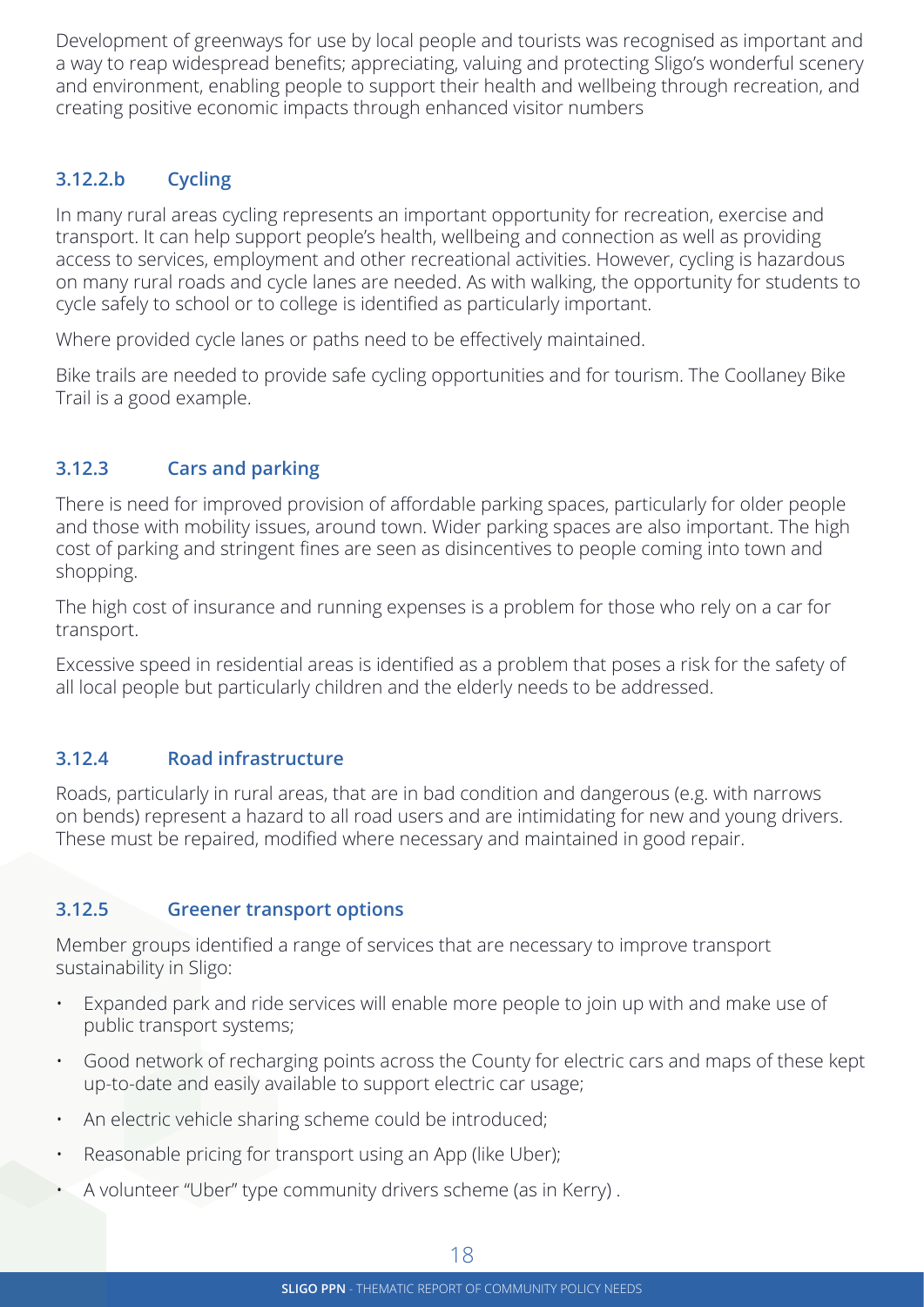Development of greenways for use by local people and tourists was recognised as important and a way to reap widespread benefits; appreciating, valuing and protecting Sligo's wonderful scenery and environment, enabling people to support their health and wellbeing through recreation, and creating positive economic impacts through enhanced visitor numbers

#### 3.12.2.b Cycling

In many rural areas cycling represents an important opportunity for recreation, exercise and transport. It can help support people's health, wellbeing and connection as well as providing access to services, employment and other recreational activities. However, cycling is hazardous on many rural roads and cycle lanes are needed. As with walking, the opportunity for students to cycle safely to school or to college is identified as particularly important.

Where provided cycle lanes or paths need to be effectively maintained.

Bike trails are needed to provide safe cycling opportunities and for tourism. The Coollaney Bike Trail is a good example.

### 3.12.3 Cars and parking

There is need for improved provision of affordable parking spaces, particularly for older people and those with mobility issues, around town. Wider parking spaces are also important. The high cost of parking and stringent fines are seen as disincentives to people coming into town and shopping.

The high cost of insurance and running expenses is a problem for those who rely on a car for transport.

Excessive speed in residential areas is identified as a problem that poses a risk for the safety of all local people but particularly children and the elderly needs to be addressed.

### 3.12.4 Road infrastructure

Roads, particularly in rural areas, that are in bad condition and dangerous (e.g. with narrows on bends) represent a hazard to all road users and are intimidating for new and young drivers. These must be repaired, modified where necessary and maintained in good repair.

### 3.12.5 Greener transport options

Member groups identified a range of services that are necessary to improve transport sustainability in Sligo:

- Expanded park and ride services will enable more people to join up with and make use of public transport systems;
- Good network of recharging points across the County for electric cars and maps of these kept up-to-date and easily available to support electric car usage;
- An electric vehicle sharing scheme could be introduced;
- Reasonable pricing for transport using an App (like Uber);
- A volunteer "Uber" type community drivers scheme (as in Kerry) .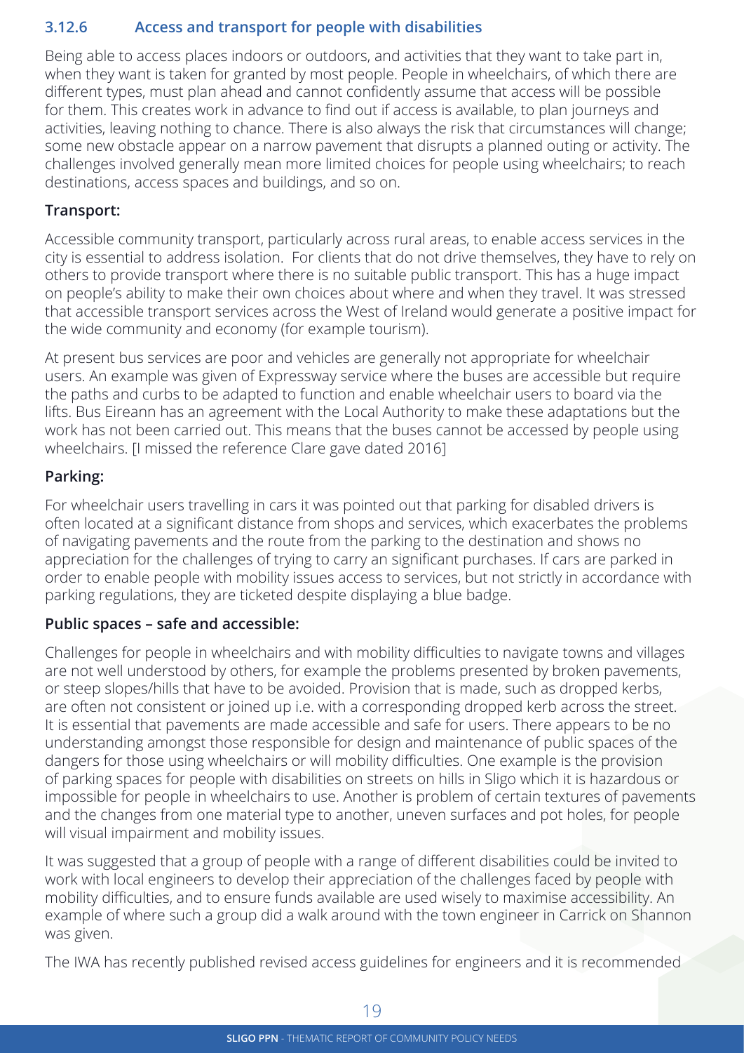### 3.12.6 Access and transport for people with disabilities

Being able to access places indoors or outdoors, and activities that they want to take part in, when they want is taken for granted by most people. People in wheelchairs, of which there are different types, must plan ahead and cannot confidently assume that access will be possible for them. This creates work in advance to find out if access is available, to plan journeys and activities, leaving nothing to chance. There is also always the risk that circumstances will change; some new obstacle appear on a narrow pavement that disrupts a planned outing or activity. The challenges involved generally mean more limited choices for people using wheelchairs; to reach destinations, access spaces and buildings, and so on.

**Transport:**

Accessible community transport, particularly across rural areas, to enable access services in the city is essential to address isolation. For clients that do not drive themselves, they have to rely on others to provide transport where there is no suitable public transport. This has a huge impact on people's ability to make their own choices about where and when they travel. It was stressed that accessible transport services across the West of Ireland would generate a positive impact for the wide community and economy (for example tourism).

At present bus services are poor and vehicles are generally not appropriate for wheelchair users. An example was given of Expressway service where the buses are accessible but require the paths and curbs to be adapted to function and enable wheelchair users to board via the lifts. Bus Eireann has an agreement with the Local Authority to make these adaptations but the work has not been carried out. This means that the buses cannot be accessed by people using wheelchairs. [I missed the reference Clare gave dated 2016]

**Parking:**

For wheelchair users travelling in cars it was pointed out that parking for disabled drivers is often located at a significant distance from shops and services, which exacerbates the problems of navigating pavements and the route from the parking to the destination and shows no appreciation for the challenges of trying to carry an significant purchases. If cars are parked in order to enable people with mobility issues access to services, but not strictly in accordance with parking regulations, they are ticketed despite displaying a blue badge.

**Public spaces – safe and accessible:**

Challenges for people in wheelchairs and with mobility difficulties to navigate towns and villages are not well understood by others, for example the problems presented by broken pavements, or steep slopes/hills that have to be avoided. Provision that is made, such as dropped kerbs, are often not consistent or joined up i.e. with a corresponding dropped kerb across the street. It is essential that pavements are made accessible and safe for users. There appears to be no understanding amongst those responsible for design and maintenance of public spaces of the dangers for those using wheelchairs or will mobility difficulties. One example is the provision of parking spaces for people with disabilities on streets on hills in Sligo which it is hazardous or impossible for people in wheelchairs to use. Another is problem of certain textures of pavements and the changes from one material type to another, uneven surfaces and pot holes, for people will visual impairment and mobility issues.

It was suggested that a group of people with a range of different disabilities could be invited to work with local engineers to develop their appreciation of the challenges faced by people with mobility difficulties, and to ensure funds available are used wisely to maximise accessibility. An example of where such a group did a walk around with the town engineer in Carrick on Shannon was given.

The IWA has recently published revised access guidelines for engineers and it is recommended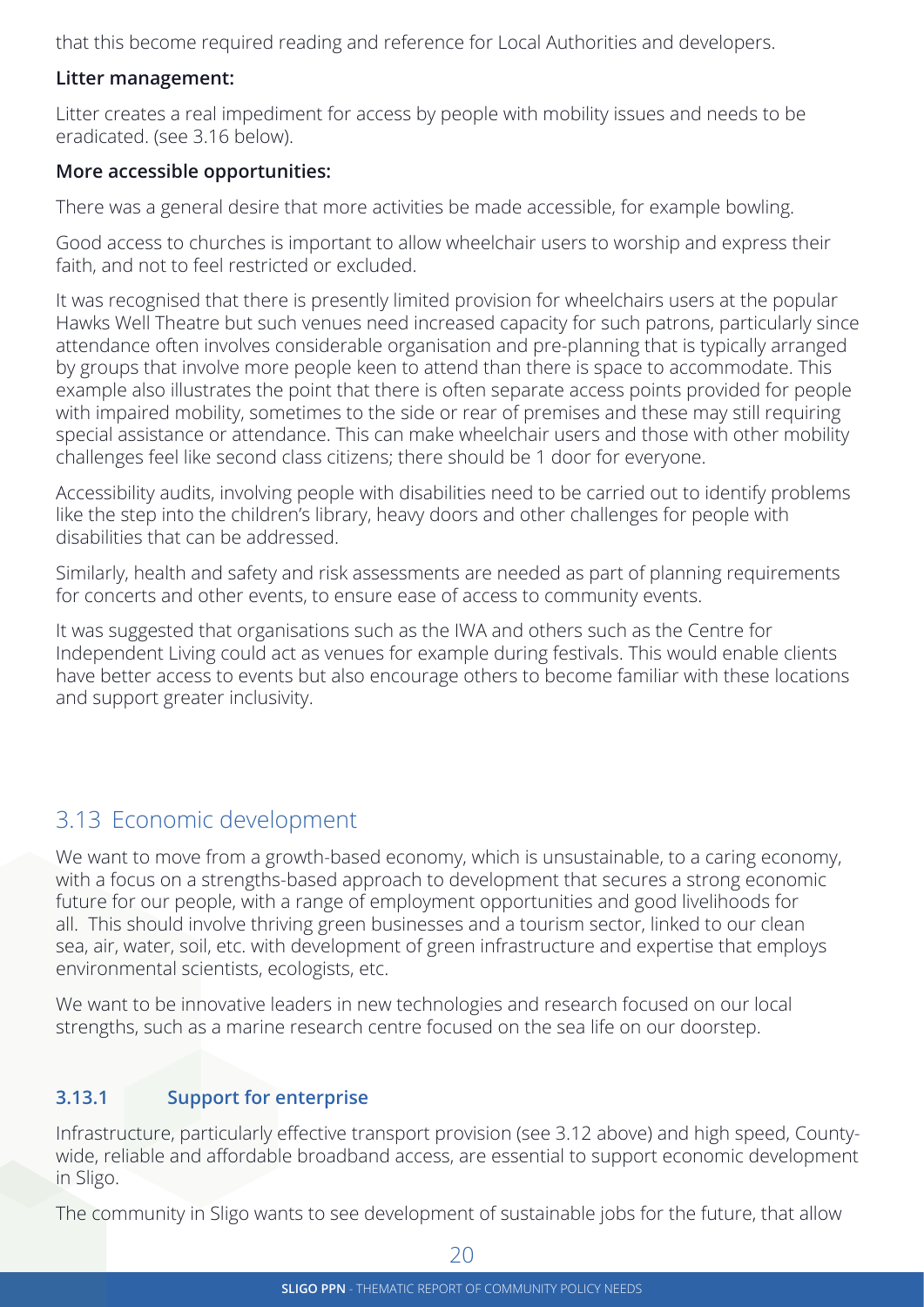that this become required reading and reference for Local Authorities and developers.

**Litter management:**

Litter creates a real impediment for access by people with mobility issues and needs to be eradicated. (see 3.16 below).

**More accessible opportunities:**

There was a general desire that more activities be made accessible, for example bowling.

Good access to churches is important to allow wheelchair users to worship and express their faith, and not to feel restricted or excluded.

It was recognised that there is presently limited provision for wheelchairs users at the popular Hawks Well Theatre but such venues need increased capacity for such patrons, particularly since attendance often involves considerable organisation and pre-planning that is typically arranged by groups that involve more people keen to attend than there is space to accommodate. This example also illustrates the point that there is often separate access points provided for people with impaired mobility, sometimes to the side or rear of premises and these may still requiring special assistance or attendance. This can make wheelchair users and those with other mobility challenges feel like second class citizens; there should be 1 door for everyone.

Accessibility audits, involving people with disabilities need to be carried out to identify problems like the step into the children's library, heavy doors and other challenges for people with disabilities that can be addressed.

Similarly, health and safety and risk assessments are needed as part of planning requirements for concerts and other events, to ensure ease of access to community events.

It was suggested that organisations such as the IWA and others such as the Centre for Independent Living could act as venues for example during festivals. This would enable clients have better access to events but also encourage others to become familiar with these locations and support greater inclusivity.

## 3.13 Economic development

We want to move from a growth-based economy, which is unsustainable, to a caring economy, with a focus on a strengths-based approach to development that secures a strong economic future for our people, with a range of employment opportunities and good livelihoods for all. This should involve thriving green businesses and a tourism sector, linked to our clean sea, air, water, soil, etc. with development of green infrastructure and expertise that employs environmental scientists, ecologists, etc.

We want to be innovative leaders in new technologies and research focused on our local strengths, such as a marine research centre focused on the sea life on our doorstep.

### 3.13.1 Support for enterprise

Infrastructure, particularly effective transport provision (see 3.12 above) and high speed, County-wide, reliable and affordable broadband access, are essential to support economic development in Sligo.

The community in Sligo wants to see development of sustainable jobs for the future, that allow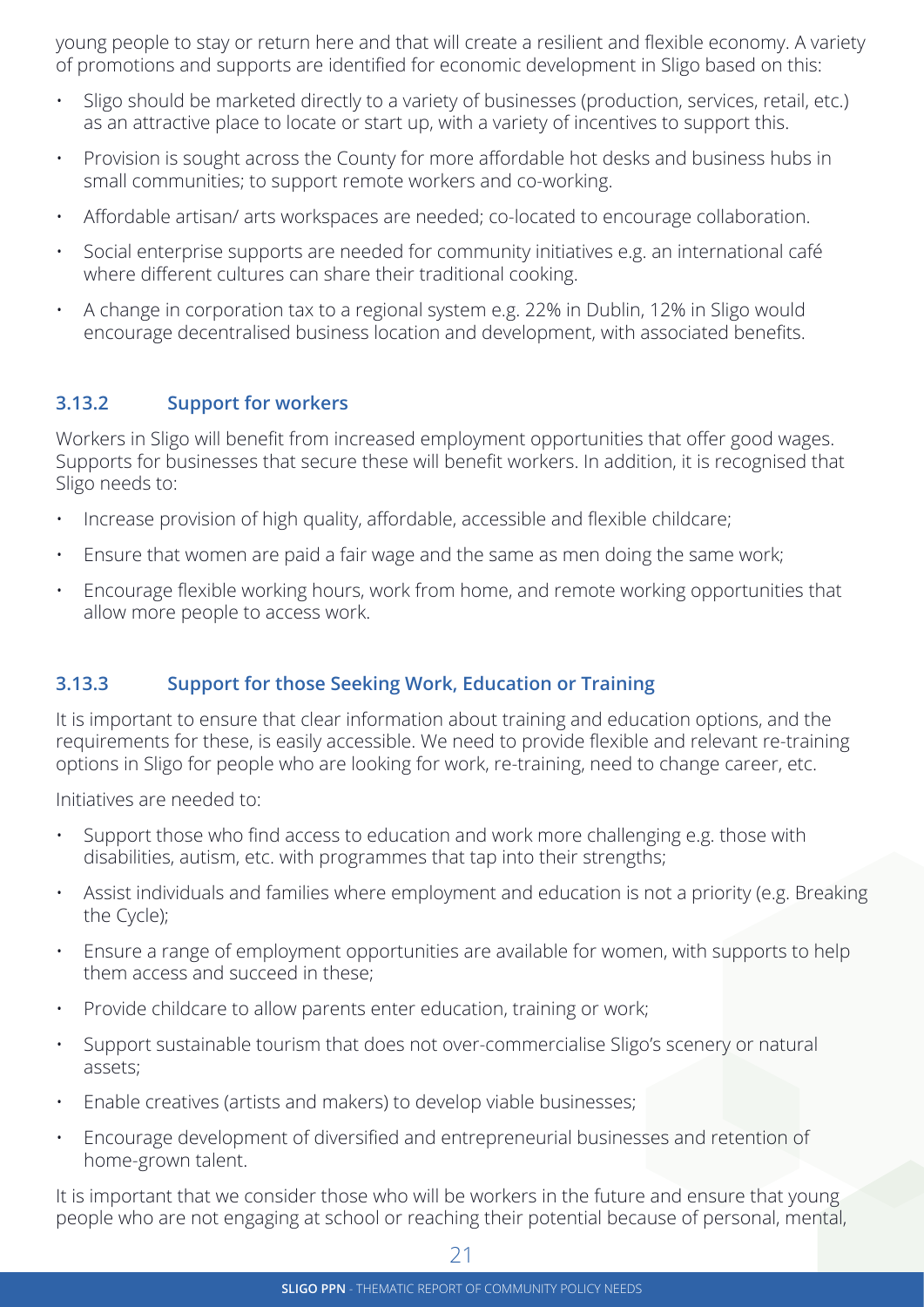young people to stay or return here and that will create a resilient and flexible economy. A variety of promotions and supports are identified for economic development in Sligo based on this:

- Sligo should be marketed directly to a variety of businesses (production, services, retail, etc.) as an attractive place to locate or start up, with a variety of incentives to support this.
- Provision is sought across the County for more affordable hot desks and business hubs in small communities; to support remote workers and co-working.
- Affordable artisan/ arts workspaces are needed; co-located to encourage collaboration.
- Social enterprise supports are needed for community initiatives e.g. an international café where different cultures can share their traditional cooking.
- A change in corporation tax to a regional system e.g. 22% in Dublin, 12% in Sligo would encourage decentralised business location and development, with associated benefits.

### 3.13.2 Support for workers

Workers in Sligo will benefit from increased employment opportunities that offer good wages. Supports for businesses that secure these will benefit workers. In addition, it is recognised that Sligo needs to:

- Increase provision of high quality, affordable, accessible and flexible childcare;
- Ensure that women are paid a fair wage and the same as men doing the same work;
- Encourage flexible working hours, work from home, and remote working opportunities that allow more people to access work.

### 3.13.3 Support for those Seeking Work, Education or Training

It is important to ensure that clear information about training and education options, and the requirements for these, is easily accessible. We need to provide flexible and relevant re-training options in Sligo for people who are looking for work, re-training, need to change career, etc.

Initiatives are needed to:

- Support those who find access to education and work more challenging e.g. those with disabilities, autism, etc. with programmes that tap into their strengths;
- Assist individuals and families where employment and education is not a priority (e.g. Breaking the Cycle);
- Ensure a range of employment opportunities are available for women, with supports to help them access and succeed in these;
- Provide childcare to allow parents enter education, training or work;
- Support sustainable tourism that does not over-commercialise Sligo's scenery or natural assets;
- Enable creatives (artists and makers) to develop viable businesses;
- Encourage development of diversified and entrepreneurial businesses and retention of home-grown talent.

It is important that we consider those who will be workers in the future and ensure that young people who are not engaging at school or reaching their potential because of personal, mental,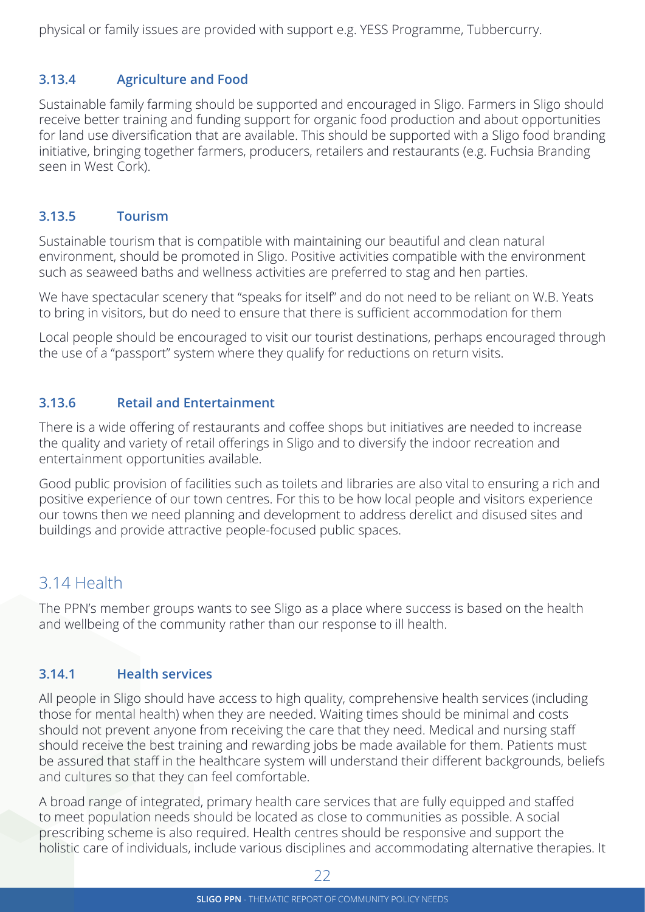physical or family issues are provided with support e.g. YESS Programme, Tubbercurry.

### 3.13.4 Agriculture and Food

Sustainable family farming should be supported and encouraged in Sligo. Farmers in Sligo should receive better training and funding support for organic food production and about opportunities for land use diversification that are available. This should be supported with a Sligo food branding initiative, bringing together farmers, producers, retailers and restaurants (e.g. Fuchsia Branding seen in West Cork).

### 3.13.5 Tourism

Sustainable tourism that is compatible with maintaining our beautiful and clean natural environment, should be promoted in Sligo. Positive activities compatible with the environment such as seaweed baths and wellness activities are preferred to stag and hen parties.

We have spectacular scenery that "speaks for itself" and do not need to be reliant on W.B. Yeats to bring in visitors, but do need to ensure that there is sufficient accommodation for them

Local people should be encouraged to visit our tourist destinations, perhaps encouraged through the use of a "passport" system where they qualify for reductions on return visits.

### 3.13.6 Retail and Entertainment

There is a wide offering of restaurants and coffee shops but initiatives are needed to increase the quality and variety of retail offerings in Sligo and to diversify the indoor recreation and entertainment opportunities available.

Good public provision of facilities such as toilets and libraries are also vital to ensuring a rich and positive experience of our town centres. For this to be how local people and visitors experience our towns then we need planning and development to address derelict and disused sites and buildings and provide attractive people-focused public spaces.

## 3.14 Health

The PPN's member groups wants to see Sligo as a place where success is based on the health and wellbeing of the community rather than our response to ill health.

### 3.14.1 Health services

All people in Sligo should have access to high quality, comprehensive health services (including those for mental health) when they are needed. Waiting times should be minimal and costs should not prevent anyone from receiving the care that they need. Medical and nursing staff should receive the best training and rewarding jobs be made available for them. Patients must be assured that staff in the healthcare system will understand their different backgrounds, beliefs and cultures so that they can feel comfortable.

A broad range of integrated, primary health care services that are fully equipped and staffed to meet population needs should be located as close to communities as possible. A social prescribing scheme is also required. Health centres should be responsive and support the holistic care of individuals, include various disciplines and accommodating alternative therapies. It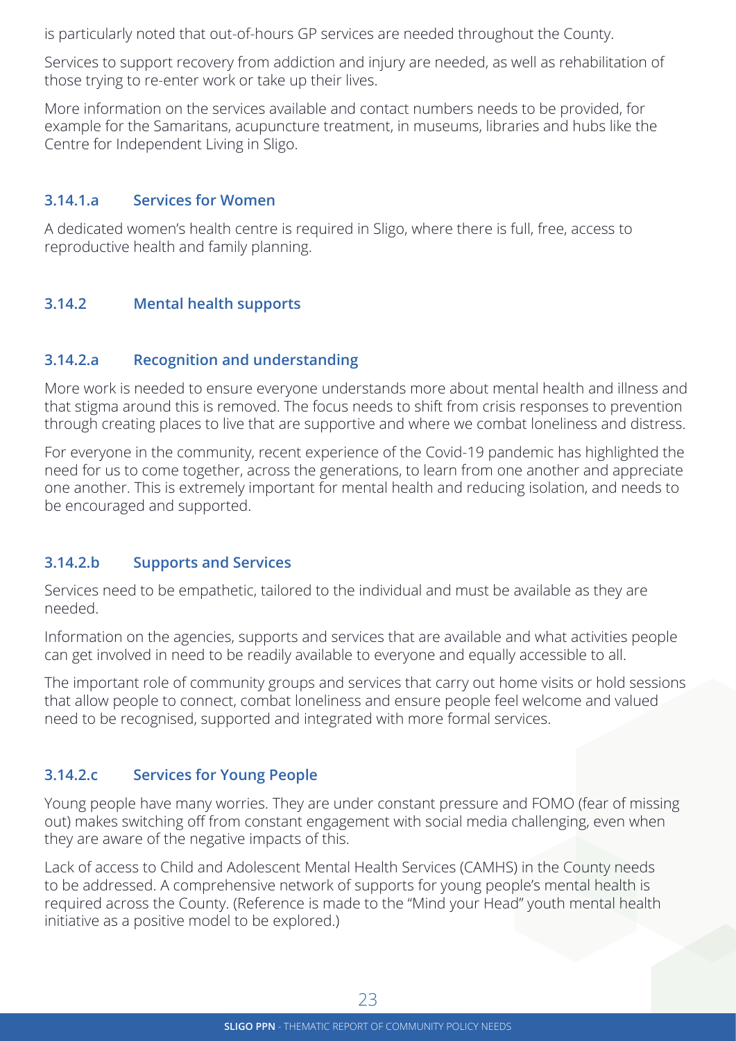is particularly noted that out-of-hours GP services are needed throughout the County.

Services to support recovery from addiction and injury are needed, as well as rehabilitation of those trying to re-enter work or take up their lives.

More information on the services available and contact numbers needs to be provided, for example for the Samaritans, acupuncture treatment, in museums, libraries and hubs like the Centre for Independent Living in Sligo.

#### 3.14.1.a Services for Women

A dedicated women's health centre is required in Sligo, where there is full, free, access to reproductive health and family planning.

### 3.14.2 Mental health supports

#### 3.14.2.a Recognition and understanding

More work is needed to ensure everyone understands more about mental health and illness and that stigma around this is removed. The focus needs to shift from crisis responses to prevention through creating places to live that are supportive and where we combat loneliness and distress.

For everyone in the community, recent experience of the Covid-19 pandemic has highlighted the need for us to come together, across the generations, to learn from one another and appreciate one another. This is extremely important for mental health and reducing isolation, and needs to be encouraged and supported.

#### 3.14.2.b Supports and Services

Services need to be empathetic, tailored to the individual and must be available as they are needed.

Information on the agencies, supports and services that are available and what activities people can get involved in need to be readily available to everyone and equally accessible to all.

The important role of community groups and services that carry out home visits or hold sessions that allow people to connect, combat loneliness and ensure people feel welcome and valued need to be recognised, supported and integrated with more formal services.

#### 3.14.2.c Services for Young People

Young people have many worries. They are under constant pressure and FOMO (fear of missing out) makes switching off from constant engagement with social media challenging, even when they are aware of the negative impacts of this.

Lack of access to Child and Adolescent Mental Health Services (CAMHS) in the County needs to be addressed. A comprehensive network of supports for young people's mental health is required across the County. (Reference is made to the "Mind your Head" youth mental health initiative as a positive model to be explored.)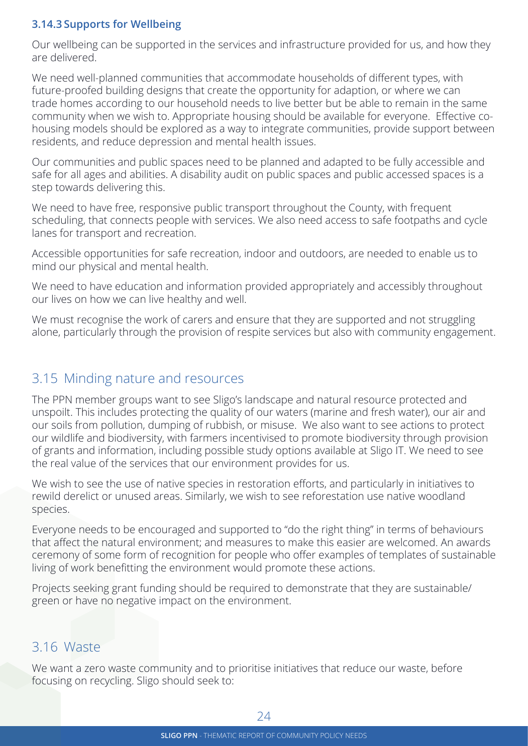### 3.14.3 Supports for Wellbeing

Our wellbeing can be supported in the services and infrastructure provided for us, and how they are delivered.

We need well-planned communities that accommodate households of different types, with future-proofed building designs that create the opportunity for adaption, or where we can trade homes according to our household needs to live better but be able to remain in the same community when we wish to. Appropriate housing should be available for everyone. Effective co-housing models should be explored as a way to integrate communities, provide support between residents, and reduce depression and mental health issues.

Our communities and public spaces need to be planned and adapted to be fully accessible and safe for all ages and abilities. A disability audit on public spaces and public accessed spaces is a step towards delivering this.

We need to have free, responsive public transport throughout the County, with frequent scheduling, that connects people with services. We also need access to safe footpaths and cycle lanes for transport and recreation.

Accessible opportunities for safe recreation, indoor and outdoors, are needed to enable us to mind our physical and mental health.

We need to have education and information provided appropriately and accessibly throughout our lives on how we can live healthy and well.

We must recognise the work of carers and ensure that they are supported and not struggling alone, particularly through the provision of respite services but also with community engagement.

## 3.15 Minding nature and resources

The PPN member groups want to see Sligo's landscape and natural resource protected and unspoilt. This includes protecting the quality of our waters (marine and fresh water), our air and our soils from pollution, dumping of rubbish, or misuse. We also want to see actions to protect our wildlife and biodiversity, with farmers incentivised to promote biodiversity through provision of grants and information, including possible study options available at Sligo IT. We need to see the real value of the services that our environment provides for us.

We wish to see the use of native species in restoration efforts, and particularly in initiatives to rewild derelict or unused areas. Similarly, we wish to see reforestation use native woodland species.

Everyone needs to be encouraged and supported to "do the right thing" in terms of behaviours that affect the natural environment; and measures to make this easier are welcomed. An awards ceremony of some form of recognition for people who offer examples of templates of sustainable living of work benefitting the environment would promote these actions.

Projects seeking grant funding should be required to demonstrate that they are sustainable/ green or have no negative impact on the environment.

## 3.16 Waste

We want a zero waste community and to prioritise initiatives that reduce our waste, before focusing on recycling. Sligo should seek to: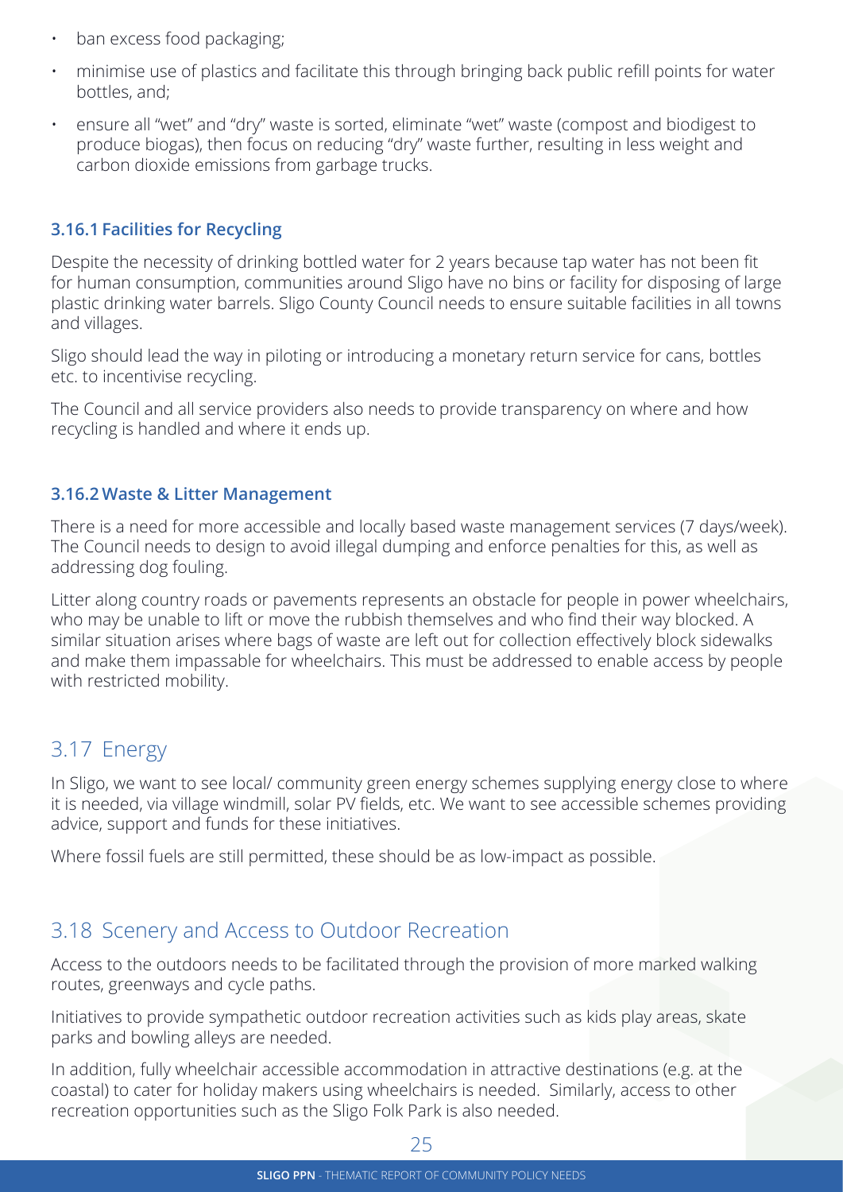- ban excess food packaging;
- minimise use of plastics and facilitate this through bringing back public refill points for water bottles, and;
- ensure all "wet" and "dry" waste is sorted, eliminate "wet" waste (compost and biodigest to produce biogas), then focus on reducing "dry" waste further, resulting in less weight and carbon dioxide emissions from garbage trucks.

### 3.16.1 Facilities for Recycling

Despite the necessity of drinking bottled water for 2 years because tap water has not been fit for human consumption, communities around Sligo have no bins or facility for disposing of large plastic drinking water barrels. Sligo County Council needs to ensure suitable facilities in all towns and villages.

Sligo should lead the way in piloting or introducing a monetary return service for cans, bottles etc. to incentivise recycling.

The Council and all service providers also needs to provide transparency on where and how recycling is handled and where it ends up.

### 3.16.2 Waste & Litter Management

There is a need for more accessible and locally based waste management services (7 days/week). The Council needs to design to avoid illegal dumping and enforce penalties for this, as well as addressing dog fouling.

Litter along country roads or pavements represents an obstacle for people in power wheelchairs, who may be unable to lift or move the rubbish themselves and who find their way blocked. A similar situation arises where bags of waste are left out for collection effectively block sidewalks and make them impassable for wheelchairs. This must be addressed to enable access by people with restricted mobility.

## 3.17 Energy

In Sligo, we want to see local/ community green energy schemes supplying energy close to where it is needed, via village windmill, solar PV fields, etc. We want to see accessible schemes providing advice, support and funds for these initiatives.

Where fossil fuels are still permitted, these should be as low-impact as possible.

## 3.18 Scenery and Access to Outdoor Recreation

Access to the outdoors needs to be facilitated through the provision of more marked walking routes, greenways and cycle paths.

Initiatives to provide sympathetic outdoor recreation activities such as kids play areas, skate parks and bowling alleys are needed.

In addition, fully wheelchair accessible accommodation in attractive destinations (e.g. at the coastal) to cater for holiday makers using wheelchairs is needed. Similarly, access to other recreation opportunities such as the Sligo Folk Park is also needed.